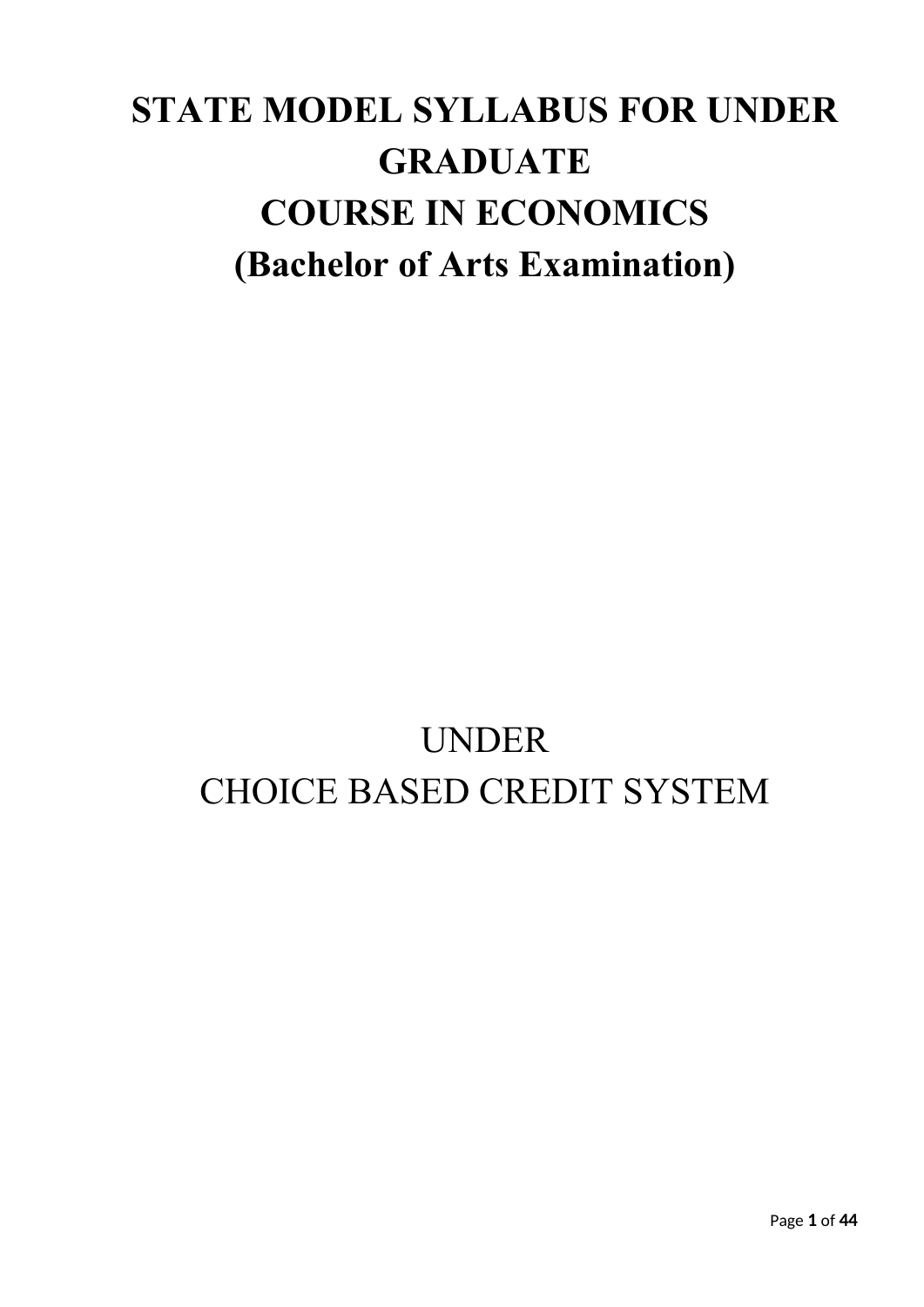# STATE MODEL SYLLABUS FOR UNDER GRADUATE

# COURSE IN ECONOMICS

# (Bachelor of Arts Examination)

UNDER

CHOICE BASED CREDIT SYSTEM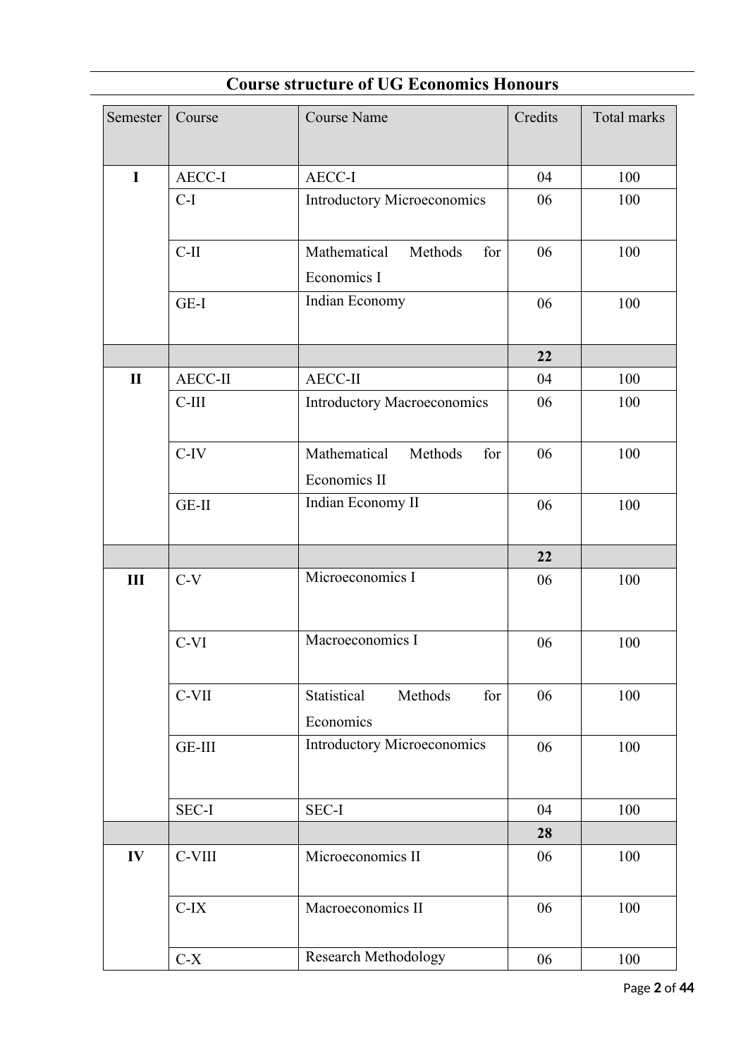## Course structure of UG Economics Honours

| Semester | Course | Course Name | Credits | Total marks |
|---|---|---|---|---|
| **I** | AECC-I | AECC-I | 04 | 100 |
| | C-I | Introductory Microeconomics | 06 | 100 |
| | C-II | Mathematical Methods for Economics I | 06 | 100 |
| | GE-I | Indian Economy | 06 | 100 |
| | | | **22** | |
| **II** | AECC-II | AECC-II | 04 | 100 |
| | C-III | Introductory Macroeconomics | 06 | 100 |
| | C-IV | Mathematical Methods for Economics II | 06 | 100 |
| | GE-II | Indian Economy II | 06 | 100 |
| | | | **22** | |
| **III** | C-V | Microeconomics I | 06 | 100 |
| | C-VI | Macroeconomics I | 06 | 100 |
| | C-VII | Statistical Methods for Economics | 06 | 100 |
| | GE-III | Introductory Microeconomics | 06 | 100 |
| | SEC-I | SEC-I | 04 | 100 |
| | | | **28** | |
| **IV** | C-VIII | Microeconomics II | 06 | 100 |
| | C-IX | Macroeconomics II | 06 | 100 |
| | C-X | Research Methodology | 06 | 100 |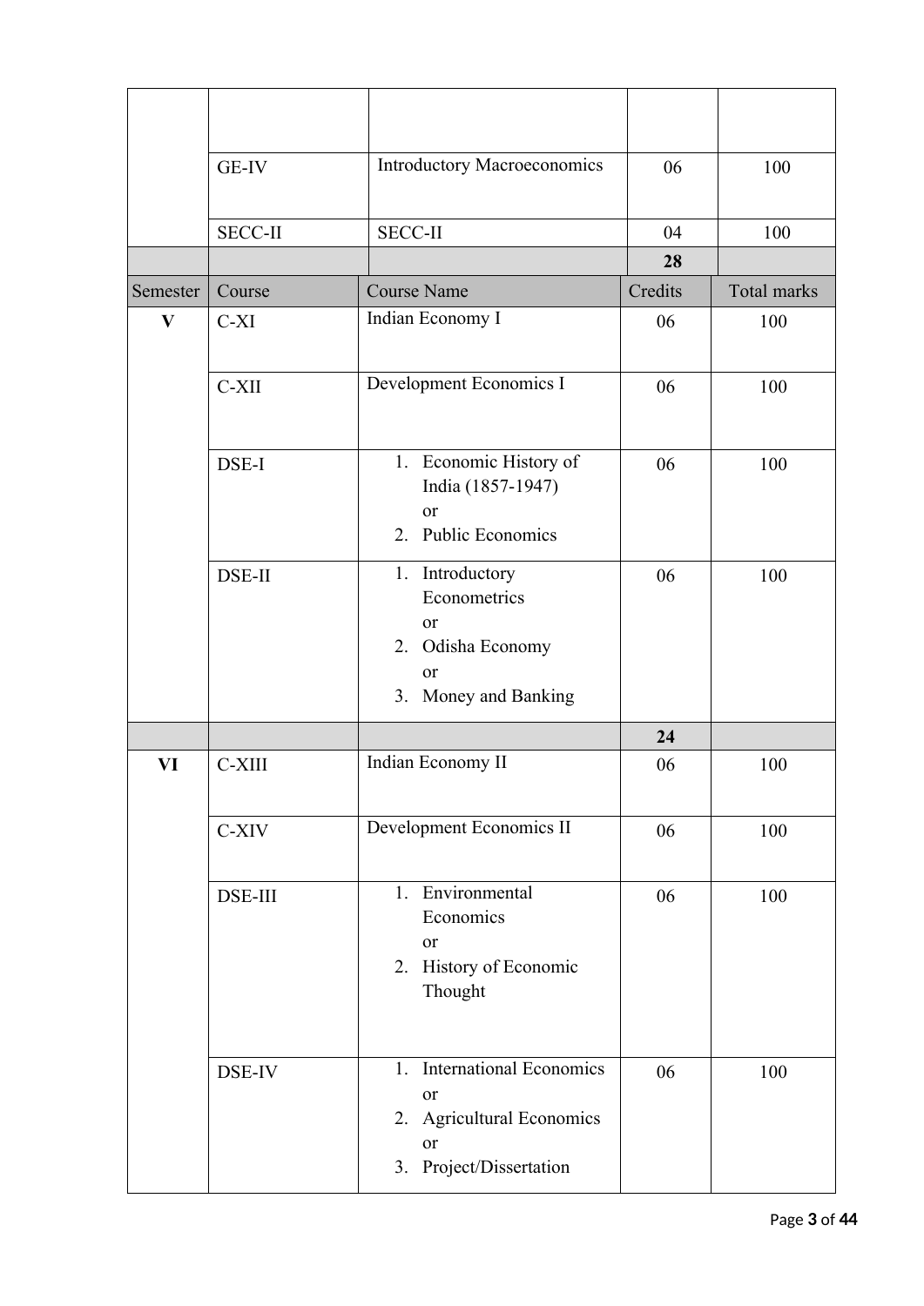| Semester | Course | Course Name | Credits | Total marks |
|---|---|---|---|---|
| | | | | |
| | GE-IV | Introductory Macroeconomics | 06 | 100 |
| | SECC-II | SECC-II | 04 | 100 |
| | | | **28** | |
| Semester | Course | Course Name | Credits | Total marks |
| **V** | C-XI | Indian Economy I | 06 | 100 |
| | C-XII | Development Economics I | 06 | 100 |
| | DSE-I | 1. Economic History of India (1857-1947) or 2. Public Economics | 06 | 100 |
| | DSE-II | 1. Introductory Econometrics or 2. Odisha Economy or 3. Money and Banking | 06 | 100 |
| | | | **24** | |
| **VI** | C-XIII | Indian Economy II | 06 | 100 |
| | C-XIV | Development Economics II | 06 | 100 |
| | DSE-III | 1. Environmental Economics or 2. History of Economic Thought | 06 | 100 |
| | DSE-IV | 1. International Economics or 2. Agricultural Economics or 3. Project/Dissertation | 06 | 100 |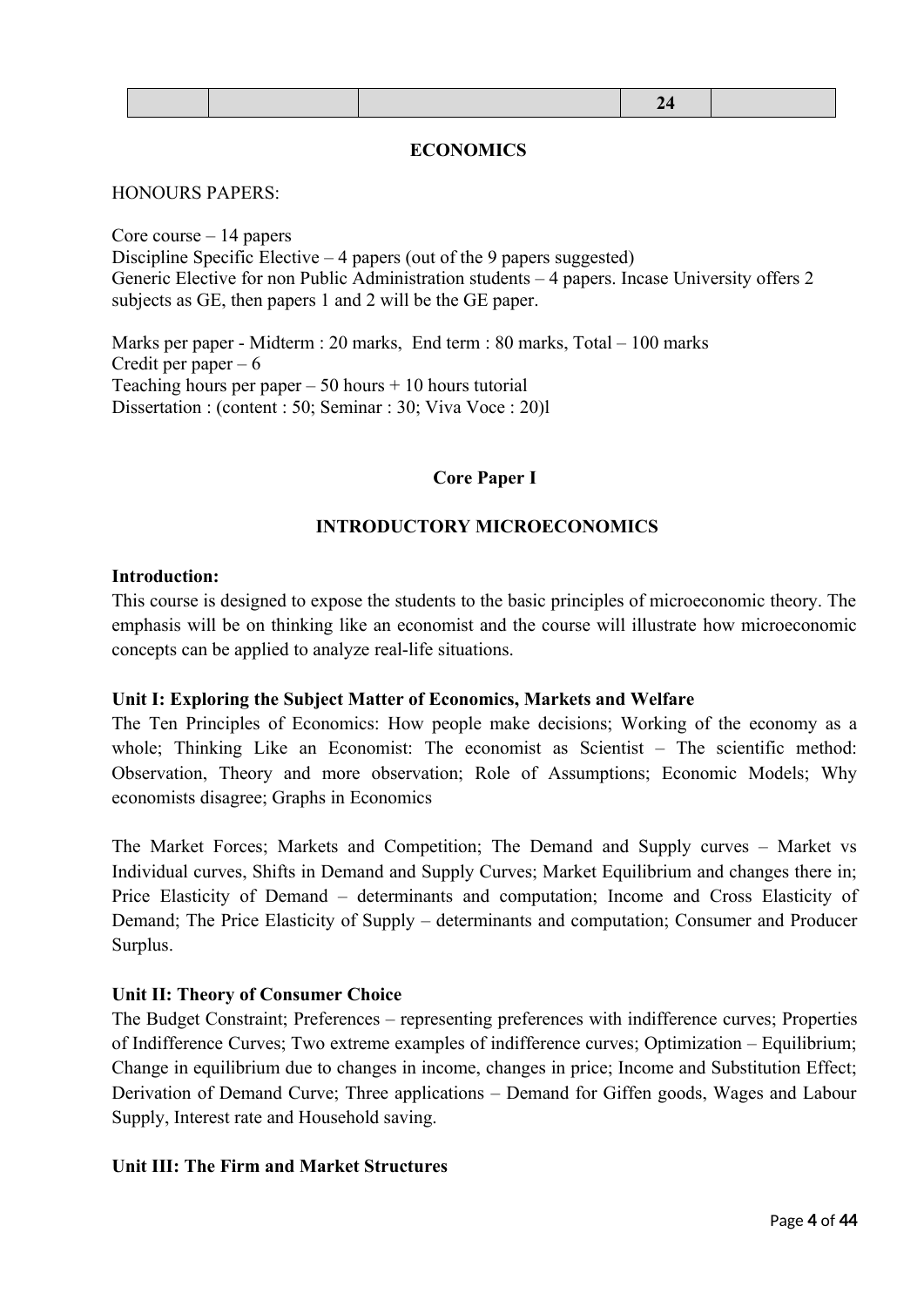| | | | 24 | |
|---|---|---|---|---|

## ECONOMICS

HONOURS PAPERS:

Core course – 14 papers
Discipline Specific Elective – 4 papers (out of the 9 papers suggested)
Generic Elective for non Public Administration students – 4 papers. Incase University offers 2 subjects as GE, then papers 1 and 2 will be the GE paper.

Marks per paper - Midterm : 20 marks, End term : 80 marks, Total – 100 marks
Credit per paper – 6
Teaching hours per paper – 50 hours + 10 hours tutorial
Dissertation : (content : 50; Seminar : 30; Viva Voce : 20)l

### Core Paper I

### INTRODUCTORY MICROECONOMICS

**Introduction:**
This course is designed to expose the students to the basic principles of microeconomic theory. The emphasis will be on thinking like an economist and the course will illustrate how microeconomic concepts can be applied to analyze real-life situations.

**Unit I: Exploring the Subject Matter of Economics, Markets and Welfare**
The Ten Principles of Economics: How people make decisions; Working of the economy as a whole; Thinking Like an Economist: The economist as Scientist – The scientific method: Observation, Theory and more observation; Role of Assumptions; Economic Models; Why economists disagree; Graphs in Economics

The Market Forces; Markets and Competition; The Demand and Supply curves – Market vs Individual curves, Shifts in Demand and Supply Curves; Market Equilibrium and changes there in; Price Elasticity of Demand – determinants and computation; Income and Cross Elasticity of Demand; The Price Elasticity of Supply – determinants and computation; Consumer and Producer Surplus.

**Unit II: Theory of Consumer Choice**
The Budget Constraint; Preferences – representing preferences with indifference curves; Properties of Indifference Curves; Two extreme examples of indifference curves; Optimization – Equilibrium; Change in equilibrium due to changes in income, changes in price; Income and Substitution Effect; Derivation of Demand Curve; Three applications – Demand for Giffen goods, Wages and Labour Supply, Interest rate and Household saving.

**Unit III: The Firm and Market Structures**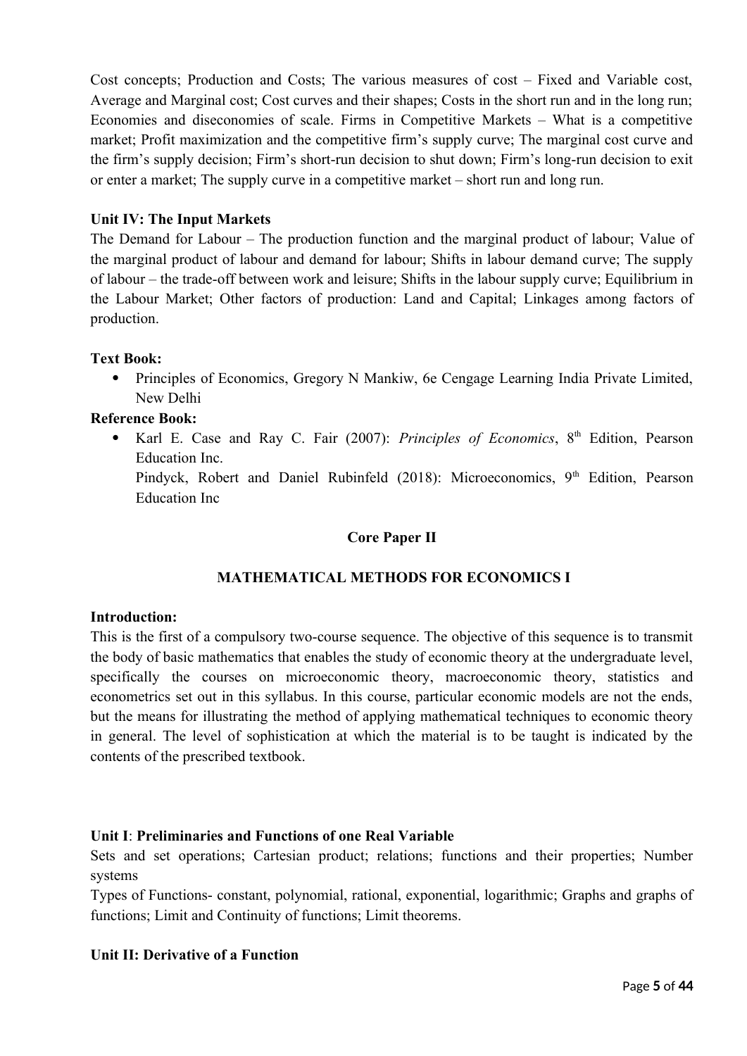Cost concepts; Production and Costs; The various measures of cost – Fixed and Variable cost, Average and Marginal cost; Cost curves and their shapes; Costs in the short run and in the long run; Economies and diseconomies of scale. Firms in Competitive Markets – What is a competitive market; Profit maximization and the competitive firm's supply curve; The marginal cost curve and the firm's supply decision; Firm's short-run decision to shut down; Firm's long-run decision to exit or enter a market; The supply curve in a competitive market – short run and long run.

**Unit IV: The Input Markets**

The Demand for Labour – The production function and the marginal product of labour; Value of the marginal product of labour and demand for labour; Shifts in labour demand curve; The supply of labour – the trade-off between work and leisure; Shifts in the labour supply curve; Equilibrium in the Labour Market; Other factors of production: Land and Capital; Linkages among factors of production.

**Text Book:**

- Principles of Economics, Gregory N Mankiw, 6e Cengage Learning India Private Limited, New Delhi

**Reference Book:**

- Karl E. Case and Ray C. Fair (2007): *Principles of Economics*, 8th Edition, Pearson Education Inc.
  Pindyck, Robert and Daniel Rubinfeld (2018): Microeconomics, 9th Edition, Pearson Education Inc

## Core Paper II

## MATHEMATICAL METHODS FOR ECONOMICS I

**Introduction:**

This is the first of a compulsory two-course sequence. The objective of this sequence is to transmit the body of basic mathematics that enables the study of economic theory at the undergraduate level, specifically the courses on microeconomic theory, macroeconomic theory, statistics and econometrics set out in this syllabus. In this course, particular economic models are not the ends, but the means for illustrating the method of applying mathematical techniques to economic theory in general. The level of sophistication at which the material is to be taught is indicated by the contents of the prescribed textbook.

**Unit I**: **Preliminaries and Functions of one Real Variable**

Sets and set operations; Cartesian product; relations; functions and their properties; Number systems

Types of Functions- constant, polynomial, rational, exponential, logarithmic; Graphs and graphs of functions; Limit and Continuity of functions; Limit theorems.

**Unit II: Derivative of a Function**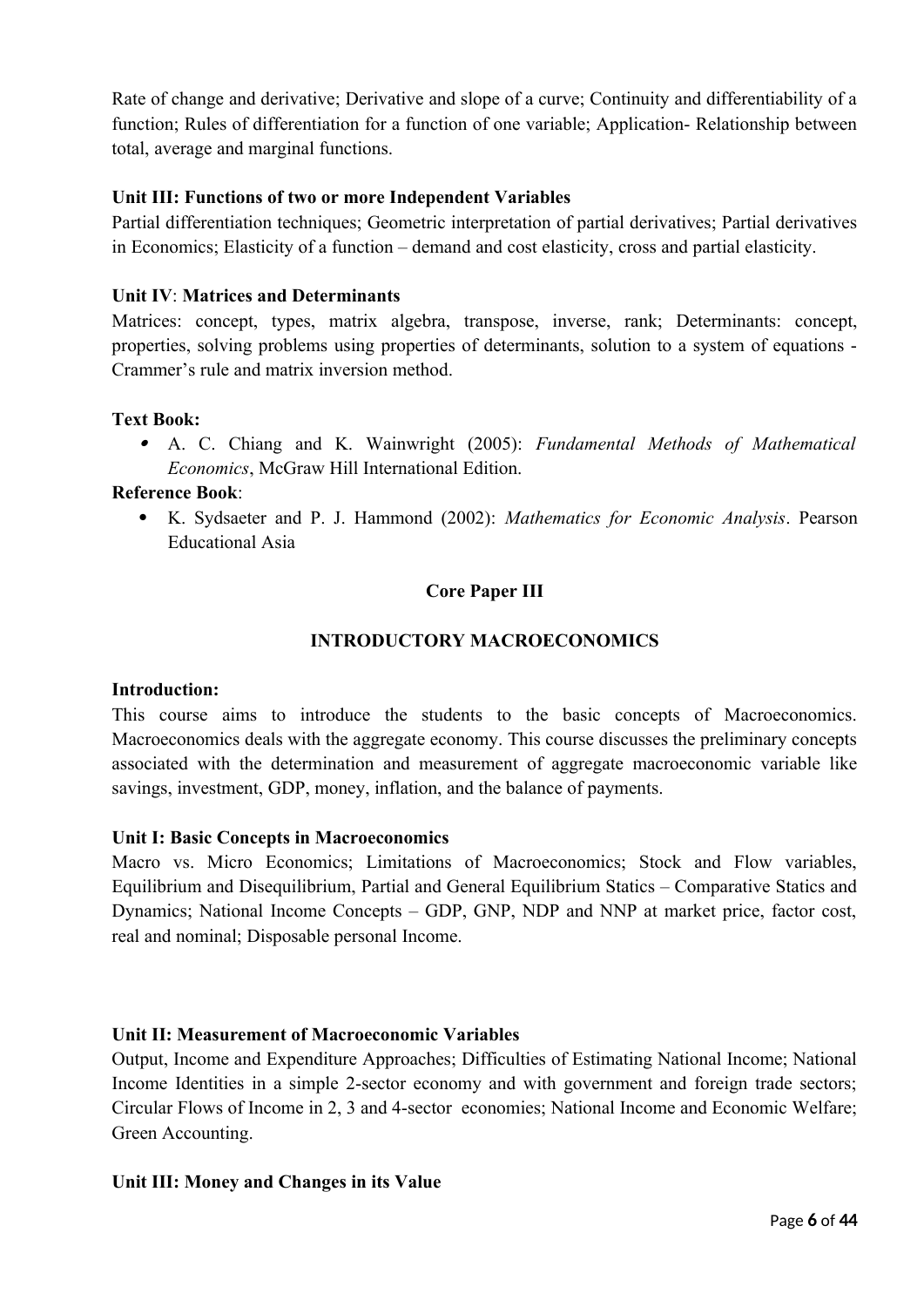Rate of change and derivative; Derivative and slope of a curve; Continuity and differentiability of a function; Rules of differentiation for a function of one variable; Application- Relationship between total, average and marginal functions.

**Unit III: Functions of two or more Independent Variables**

Partial differentiation techniques; Geometric interpretation of partial derivatives; Partial derivatives in Economics; Elasticity of a function – demand and cost elasticity, cross and partial elasticity.

**Unit IV**: **Matrices and Determinants**

Matrices: concept, types, matrix algebra, transpose, inverse, rank; Determinants: concept, properties, solving problems using properties of determinants, solution to a system of equations - Crammer's rule and matrix inversion method.

**Text Book:**

- A. C. Chiang and K. Wainwright (2005): *Fundamental Methods of Mathematical Economics*, McGraw Hill International Edition.

**Reference Book**:

- K. Sydsaeter and P. J. Hammond (2002): *Mathematics for Economic Analysis*. Pearson Educational Asia

## Core Paper III

## INTRODUCTORY MACROECONOMICS

**Introduction:**

This course aims to introduce the students to the basic concepts of Macroeconomics. Macroeconomics deals with the aggregate economy. This course discusses the preliminary concepts associated with the determination and measurement of aggregate macroeconomic variable like savings, investment, GDP, money, inflation, and the balance of payments.

**Unit I: Basic Concepts in Macroeconomics**

Macro vs. Micro Economics; Limitations of Macroeconomics; Stock and Flow variables, Equilibrium and Disequilibrium, Partial and General Equilibrium Statics – Comparative Statics and Dynamics; National Income Concepts – GDP, GNP, NDP and NNP at market price, factor cost, real and nominal; Disposable personal Income.

**Unit II: Measurement of Macroeconomic Variables**

Output, Income and Expenditure Approaches; Difficulties of Estimating National Income; National Income Identities in a simple 2-sector economy and with government and foreign trade sectors; Circular Flows of Income in 2, 3 and 4-sector economies; National Income and Economic Welfare; Green Accounting.

**Unit III: Money and Changes in its Value**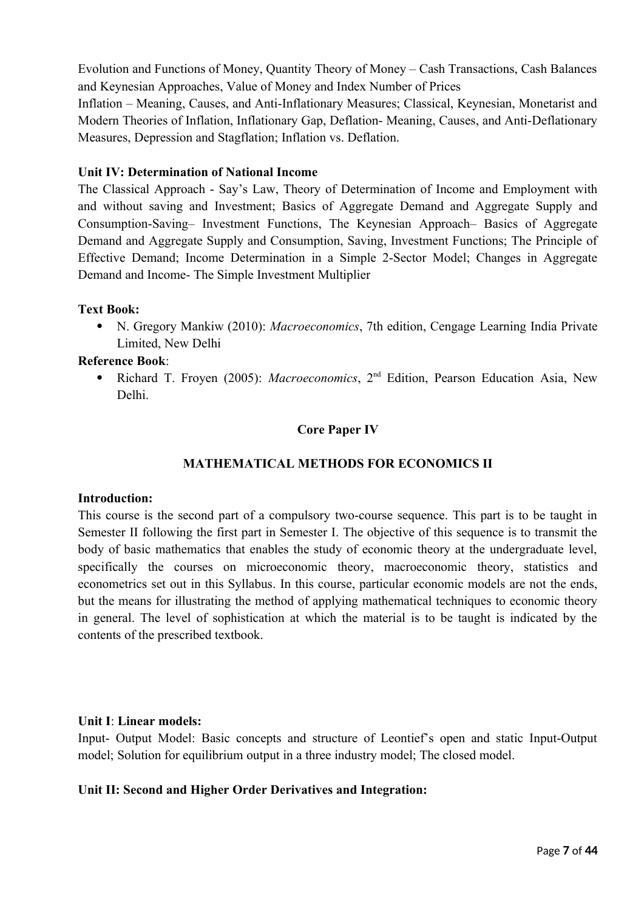Evolution and Functions of Money, Quantity Theory of Money – Cash Transactions, Cash Balances and Keynesian Approaches, Value of Money and Index Number of Prices

Inflation – Meaning, Causes, and Anti-Inflationary Measures; Classical, Keynesian, Monetarist and Modern Theories of Inflation, Inflationary Gap, Deflation- Meaning, Causes, and Anti-Deflationary Measures, Depression and Stagflation; Inflation vs. Deflation.

**Unit IV: Determination of National Income**

The Classical Approach - Say's Law, Theory of Determination of Income and Employment with and without saving and Investment; Basics of Aggregate Demand and Aggregate Supply and Consumption-Saving– Investment Functions, The Keynesian Approach– Basics of Aggregate Demand and Aggregate Supply and Consumption, Saving, Investment Functions; The Principle of Effective Demand; Income Determination in a Simple 2-Sector Model; Changes in Aggregate Demand and Income- The Simple Investment Multiplier

**Text Book:**

- N. Gregory Mankiw (2010): *Macroeconomics*, 7th edition, Cengage Learning India Private Limited, New Delhi

**Reference Book**:

- Richard T. Froyen (2005): *Macroeconomics*, 2nd Edition, Pearson Education Asia, New Delhi.

## Core Paper IV

## MATHEMATICAL METHODS FOR ECONOMICS II

**Introduction:**

This course is the second part of a compulsory two-course sequence. This part is to be taught in Semester II following the first part in Semester I. The objective of this sequence is to transmit the body of basic mathematics that enables the study of economic theory at the undergraduate level, specifically the courses on microeconomic theory, macroeconomic theory, statistics and econometrics set out in this Syllabus. In this course, particular economic models are not the ends, but the means for illustrating the method of applying mathematical techniques to economic theory in general. The level of sophistication at which the material is to be taught is indicated by the contents of the prescribed textbook.

**Unit I**: **Linear models:**

Input- Output Model: Basic concepts and structure of Leontief's open and static Input-Output model; Solution for equilibrium output in a three industry model; The closed model.

**Unit II: Second and Higher Order Derivatives and Integration:**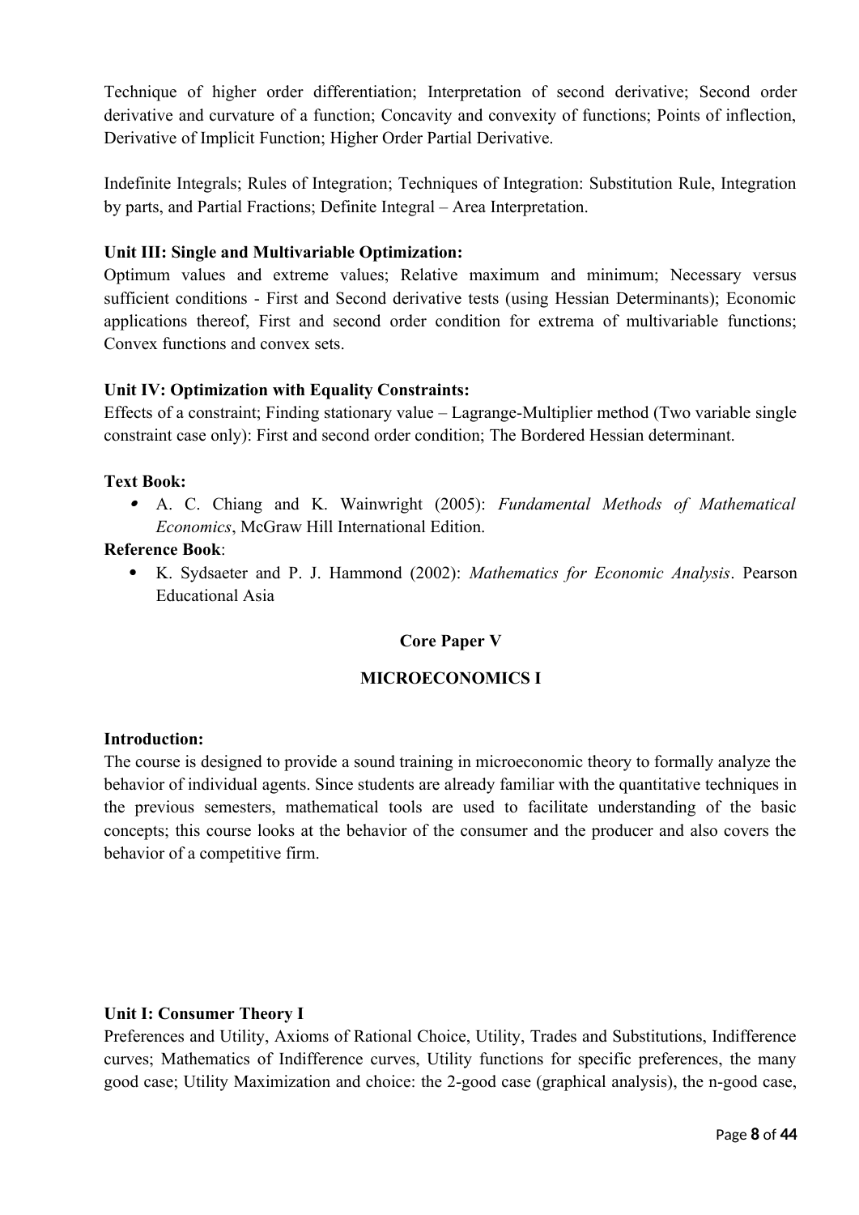Technique of higher order differentiation; Interpretation of second derivative; Second order derivative and curvature of a function; Concavity and convexity of functions; Points of inflection, Derivative of Implicit Function; Higher Order Partial Derivative.

Indefinite Integrals; Rules of Integration; Techniques of Integration: Substitution Rule, Integration by parts, and Partial Fractions; Definite Integral – Area Interpretation.

**Unit III: Single and Multivariable Optimization:**
Optimum values and extreme values; Relative maximum and minimum; Necessary versus sufficient conditions - First and Second derivative tests (using Hessian Determinants); Economic applications thereof, First and second order condition for extrema of multivariable functions; Convex functions and convex sets.

**Unit IV: Optimization with Equality Constraints:**
Effects of a constraint; Finding stationary value – Lagrange-Multiplier method (Two variable single constraint case only): First and second order condition; The Bordered Hessian determinant.

**Text Book:**

- A. C. Chiang and K. Wainwright (2005): *Fundamental Methods of Mathematical Economics*, McGraw Hill International Edition.

**Reference Book**:

- K. Sydsaeter and P. J. Hammond (2002): *Mathematics for Economic Analysis*. Pearson Educational Asia

## Core Paper V

## MICROECONOMICS I

**Introduction:**
The course is designed to provide a sound training in microeconomic theory to formally analyze the behavior of individual agents. Since students are already familiar with the quantitative techniques in the previous semesters, mathematical tools are used to facilitate understanding of the basic concepts; this course looks at the behavior of the consumer and the producer and also covers the behavior of a competitive firm.

**Unit I: Consumer Theory I**
Preferences and Utility, Axioms of Rational Choice, Utility, Trades and Substitutions, Indifference curves; Mathematics of Indifference curves, Utility functions for specific preferences, the many good case; Utility Maximization and choice: the 2-good case (graphical analysis), the n-good case,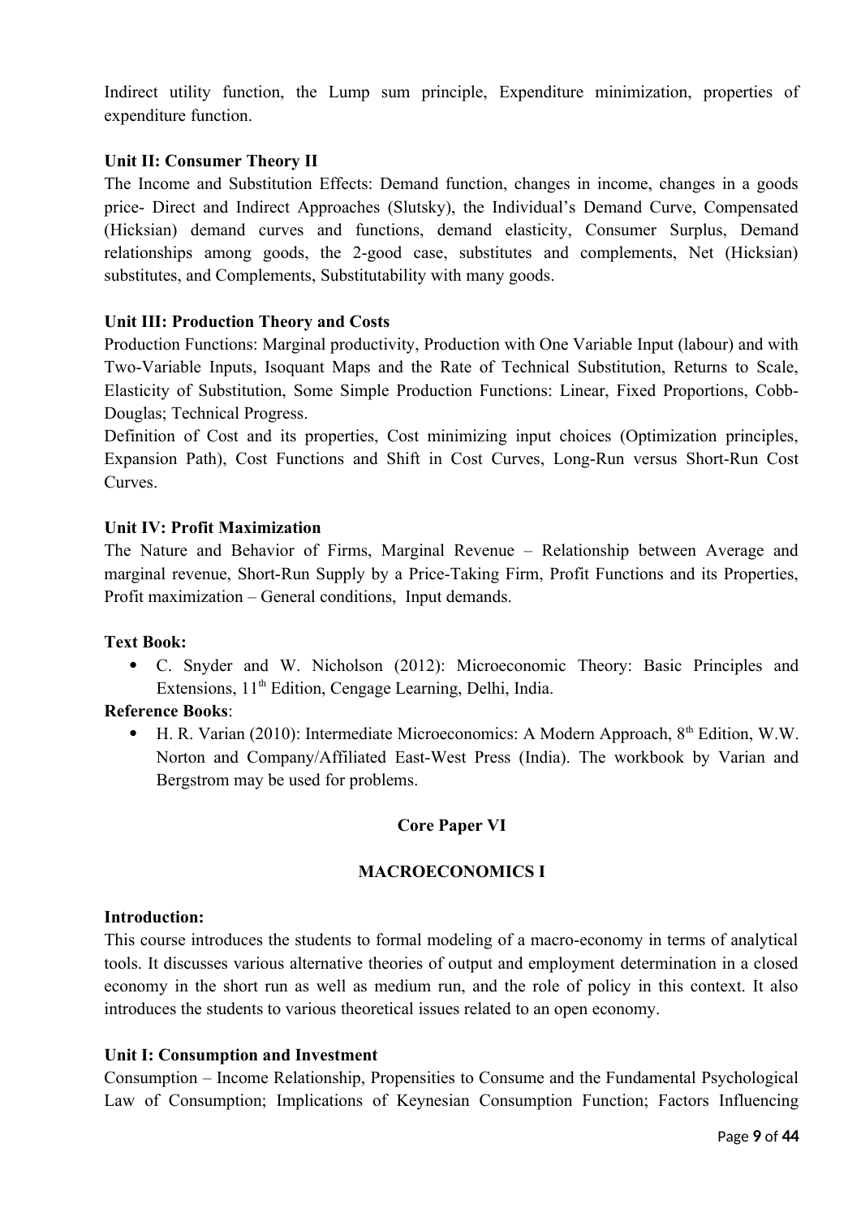Indirect utility function, the Lump sum principle, Expenditure minimization, properties of expenditure function.

**Unit II: Consumer Theory II**

The Income and Substitution Effects: Demand function, changes in income, changes in a goods price- Direct and Indirect Approaches (Slutsky), the Individual's Demand Curve, Compensated (Hicksian) demand curves and functions, demand elasticity, Consumer Surplus, Demand relationships among goods, the 2-good case, substitutes and complements, Net (Hicksian) substitutes, and Complements, Substitutability with many goods.

**Unit III: Production Theory and Costs**

Production Functions: Marginal productivity, Production with One Variable Input (labour) and with Two-Variable Inputs, Isoquant Maps and the Rate of Technical Substitution, Returns to Scale, Elasticity of Substitution, Some Simple Production Functions: Linear, Fixed Proportions, Cobb-Douglas; Technical Progress.

Definition of Cost and its properties, Cost minimizing input choices (Optimization principles, Expansion Path), Cost Functions and Shift in Cost Curves, Long-Run versus Short-Run Cost Curves.

**Unit IV: Profit Maximization**

The Nature and Behavior of Firms, Marginal Revenue – Relationship between Average and marginal revenue, Short-Run Supply by a Price-Taking Firm, Profit Functions and its Properties, Profit maximization – General conditions, Input demands.

**Text Book:**

- C. Snyder and W. Nicholson (2012): Microeconomic Theory: Basic Principles and Extensions, 11th Edition, Cengage Learning, Delhi, India.

**Reference Books**:

- H. R. Varian (2010): Intermediate Microeconomics: A Modern Approach, 8th Edition, W.W. Norton and Company/Affiliated East-West Press (India). The workbook by Varian and Bergstrom may be used for problems.

## Core Paper VI

## MACROECONOMICS I

**Introduction:**

This course introduces the students to formal modeling of a macro-economy in terms of analytical tools. It discusses various alternative theories of output and employment determination in a closed economy in the short run as well as medium run, and the role of policy in this context. It also introduces the students to various theoretical issues related to an open economy.

**Unit I: Consumption and Investment**

Consumption – Income Relationship, Propensities to Consume and the Fundamental Psychological Law of Consumption; Implications of Keynesian Consumption Function; Factors Influencing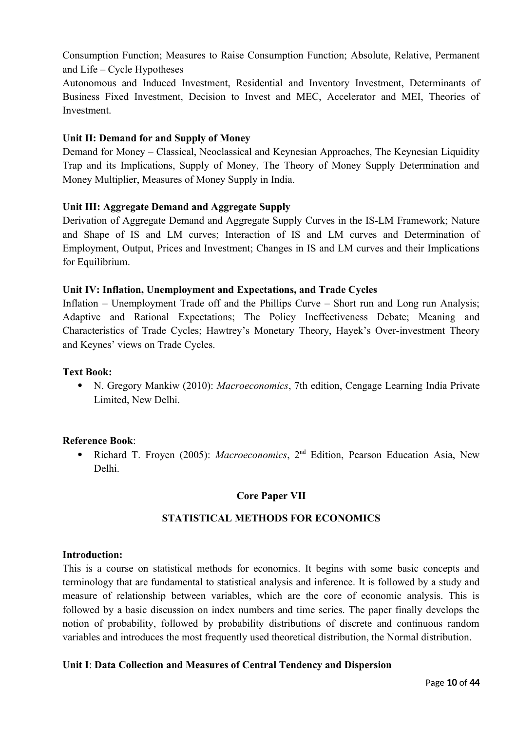Consumption Function; Measures to Raise Consumption Function; Absolute, Relative, Permanent and Life – Cycle Hypotheses

Autonomous and Induced Investment, Residential and Inventory Investment, Determinants of Business Fixed Investment, Decision to Invest and MEC, Accelerator and MEI, Theories of Investment.

**Unit II: Demand for and Supply of Money**

Demand for Money – Classical, Neoclassical and Keynesian Approaches, The Keynesian Liquidity Trap and its Implications, Supply of Money, The Theory of Money Supply Determination and Money Multiplier, Measures of Money Supply in India.

**Unit III: Aggregate Demand and Aggregate Supply**

Derivation of Aggregate Demand and Aggregate Supply Curves in the IS-LM Framework; Nature and Shape of IS and LM curves; Interaction of IS and LM curves and Determination of Employment, Output, Prices and Investment; Changes in IS and LM curves and their Implications for Equilibrium.

**Unit IV: Inflation, Unemployment and Expectations, and Trade Cycles**

Inflation – Unemployment Trade off and the Phillips Curve – Short run and Long run Analysis; Adaptive and Rational Expectations; The Policy Ineffectiveness Debate; Meaning and Characteristics of Trade Cycles; Hawtrey's Monetary Theory, Hayek's Over-investment Theory and Keynes' views on Trade Cycles.

**Text Book:**

- N. Gregory Mankiw (2010): *Macroeconomics*, 7th edition, Cengage Learning India Private Limited, New Delhi.

**Reference Book**:

- Richard T. Froyen (2005): *Macroeconomics*, 2nd Edition, Pearson Education Asia, New Delhi.

## Core Paper VII

## STATISTICAL METHODS FOR ECONOMICS

**Introduction:**

This is a course on statistical methods for economics. It begins with some basic concepts and terminology that are fundamental to statistical analysis and inference. It is followed by a study and measure of relationship between variables, which are the core of economic analysis. This is followed by a basic discussion on index numbers and time series. The paper finally develops the notion of probability, followed by probability distributions of discrete and continuous random variables and introduces the most frequently used theoretical distribution, the Normal distribution.

**Unit I**: **Data Collection and Measures of Central Tendency and Dispersion**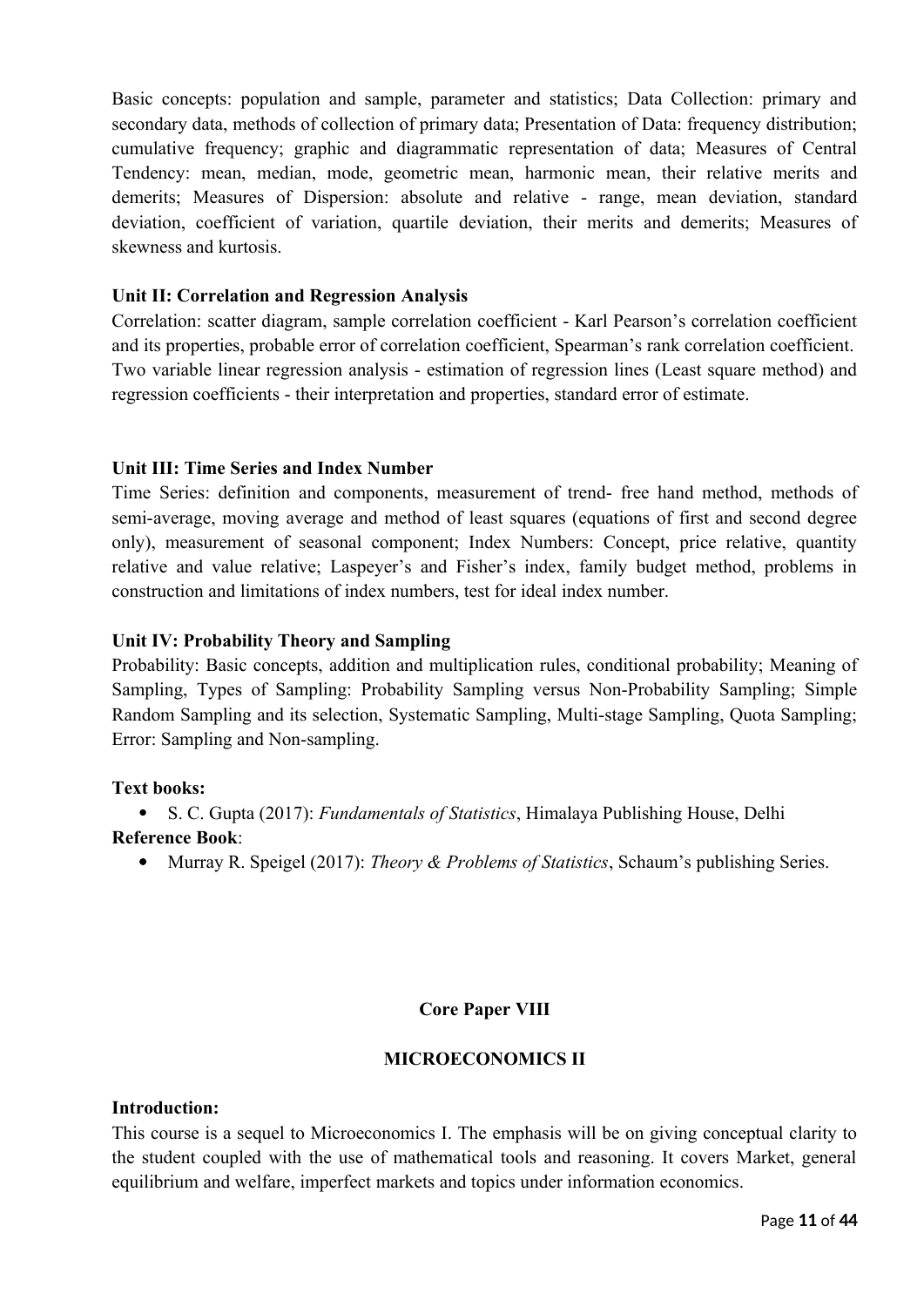Basic concepts: population and sample, parameter and statistics; Data Collection: primary and secondary data, methods of collection of primary data; Presentation of Data: frequency distribution; cumulative frequency; graphic and diagrammatic representation of data; Measures of Central Tendency: mean, median, mode, geometric mean, harmonic mean, their relative merits and demerits; Measures of Dispersion: absolute and relative - range, mean deviation, standard deviation, coefficient of variation, quartile deviation, their merits and demerits; Measures of skewness and kurtosis.

**Unit II: Correlation and Regression Analysis**

Correlation: scatter diagram, sample correlation coefficient - Karl Pearson's correlation coefficient and its properties, probable error of correlation coefficient, Spearman's rank correlation coefficient. Two variable linear regression analysis - estimation of regression lines (Least square method) and regression coefficients - their interpretation and properties, standard error of estimate.

**Unit III: Time Series and Index Number**

Time Series: definition and components, measurement of trend- free hand method, methods of semi-average, moving average and method of least squares (equations of first and second degree only), measurement of seasonal component; Index Numbers: Concept, price relative, quantity relative and value relative; Laspeyer's and Fisher's index, family budget method, problems in construction and limitations of index numbers, test for ideal index number.

**Unit IV: Probability Theory and Sampling**

Probability: Basic concepts, addition and multiplication rules, conditional probability; Meaning of Sampling, Types of Sampling: Probability Sampling versus Non-Probability Sampling; Simple Random Sampling and its selection, Systematic Sampling, Multi-stage Sampling, Quota Sampling; Error: Sampling and Non-sampling.

**Text books:**

- S. C. Gupta (2017): *Fundamentals of Statistics*, Himalaya Publishing House, Delhi

**Reference Book**:

- Murray R. Speigel (2017): *Theory & Problems of Statistics*, Schaum's publishing Series.

**Core Paper VIII**

**MICROECONOMICS II**

**Introduction:**

This course is a sequel to Microeconomics I. The emphasis will be on giving conceptual clarity to the student coupled with the use of mathematical tools and reasoning. It covers Market, general equilibrium and welfare, imperfect markets and topics under information economics.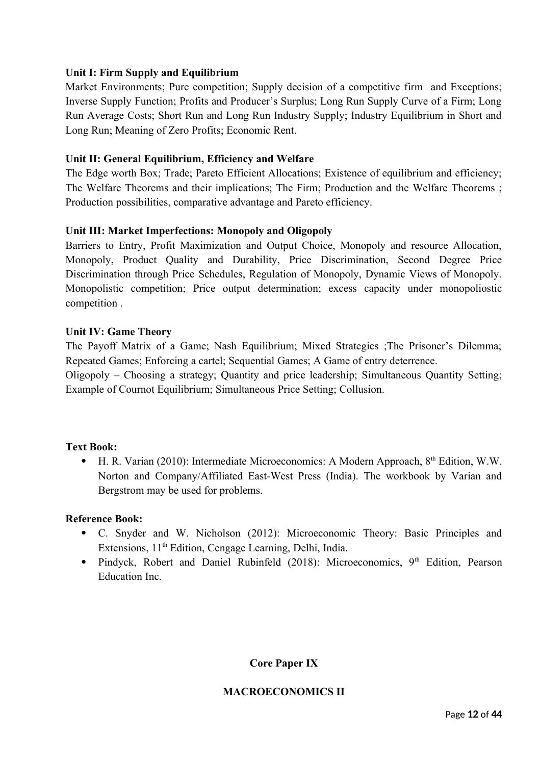**Unit I: Firm Supply and Equilibrium**

Market Environments; Pure competition; Supply decision of a competitive firm and Exceptions; Inverse Supply Function; Profits and Producer's Surplus; Long Run Supply Curve of a Firm; Long Run Average Costs; Short Run and Long Run Industry Supply; Industry Equilibrium in Short and Long Run; Meaning of Zero Profits; Economic Rent.

**Unit II: General Equilibrium, Efficiency and Welfare**

The Edge worth Box; Trade; Pareto Efficient Allocations; Existence of equilibrium and efficiency; The Welfare Theorems and their implications; The Firm; Production and the Welfare Theorems ; Production possibilities, comparative advantage and Pareto efficiency.

**Unit III: Market Imperfections: Monopoly and Oligopoly**

Barriers to Entry, Profit Maximization and Output Choice, Monopoly and resource Allocation, Monopoly, Product Quality and Durability, Price Discrimination, Second Degree Price Discrimination through Price Schedules, Regulation of Monopoly, Dynamic Views of Monopoly. Monopolistic competition; Price output determination; excess capacity under monopoliostic competition .

**Unit IV: Game Theory**

The Payoff Matrix of a Game; Nash Equilibrium; Mixed Strategies ;The Prisoner's Dilemma; Repeated Games; Enforcing a cartel; Sequential Games; A Game of entry deterrence.

Oligopoly – Choosing a strategy; Quantity and price leadership; Simultaneous Quantity Setting; Example of Cournot Equilibrium; Simultaneous Price Setting; Collusion.

**Text Book:**

- H. R. Varian (2010): Intermediate Microeconomics: A Modern Approach, 8th Edition, W.W. Norton and Company/Affiliated East-West Press (India). The workbook by Varian and Bergstrom may be used for problems.

**Reference Book:**

- C. Snyder and W. Nicholson (2012): Microeconomic Theory: Basic Principles and Extensions, 11th Edition, Cengage Learning, Delhi, India.
- Pindyck, Robert and Daniel Rubinfeld (2018): Microeconomics, 9th Edition, Pearson Education Inc.

**Core Paper IX**

**MACROECONOMICS II**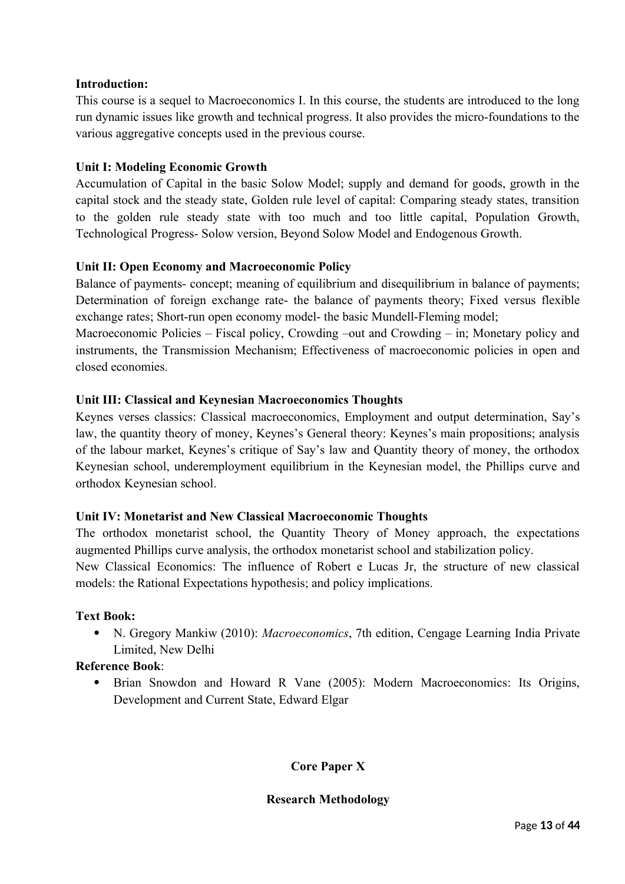**Introduction:**

This course is a sequel to Macroeconomics I. In this course, the students are introduced to the long run dynamic issues like growth and technical progress. It also provides the micro-foundations to the various aggregative concepts used in the previous course.

**Unit I: Modeling Economic Growth**

Accumulation of Capital in the basic Solow Model; supply and demand for goods, growth in the capital stock and the steady state, Golden rule level of capital: Comparing steady states, transition to the golden rule steady state with too much and too little capital, Population Growth, Technological Progress- Solow version, Beyond Solow Model and Endogenous Growth.

**Unit II: Open Economy and Macroeconomic Policy**

Balance of payments- concept; meaning of equilibrium and disequilibrium in balance of payments; Determination of foreign exchange rate- the balance of payments theory; Fixed versus flexible exchange rates; Short-run open economy model- the basic Mundell-Fleming model;

Macroeconomic Policies – Fiscal policy, Crowding –out and Crowding – in; Monetary policy and instruments, the Transmission Mechanism; Effectiveness of macroeconomic policies in open and closed economies.

**Unit III: Classical and Keynesian Macroeconomics Thoughts**

Keynes verses classics: Classical macroeconomics, Employment and output determination, Say's law, the quantity theory of money, Keynes's General theory: Keynes's main propositions; analysis of the labour market, Keynes's critique of Say's law and Quantity theory of money, the orthodox Keynesian school, underemployment equilibrium in the Keynesian model, the Phillips curve and orthodox Keynesian school.

**Unit IV: Monetarist and New Classical Macroeconomic Thoughts**

The orthodox monetarist school, the Quantity Theory of Money approach, the expectations augmented Phillips curve analysis, the orthodox monetarist school and stabilization policy.

New Classical Economics: The influence of Robert e Lucas Jr, the structure of new classical models: the Rational Expectations hypothesis; and policy implications.

**Text Book:**

- N. Gregory Mankiw (2010): *Macroeconomics*, 7th edition, Cengage Learning India Private Limited, New Delhi

**Reference Book**:

- Brian Snowdon and Howard R Vane (2005): Modern Macroeconomics: Its Origins, Development and Current State, Edward Elgar

## Core Paper X

### Research Methodology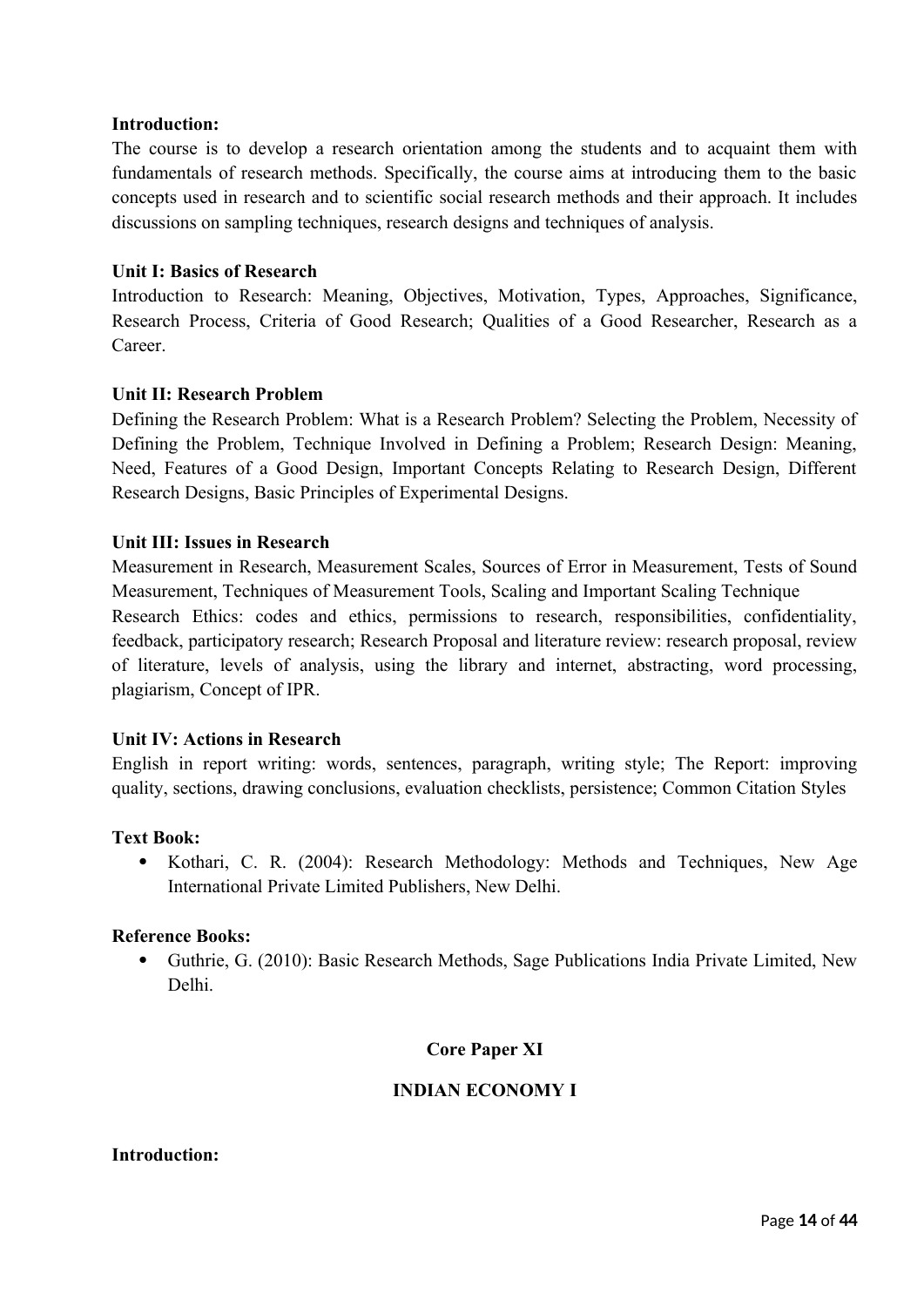**Introduction:**

The course is to develop a research orientation among the students and to acquaint them with fundamentals of research methods. Specifically, the course aims at introducing them to the basic concepts used in research and to scientific social research methods and their approach. It includes discussions on sampling techniques, research designs and techniques of analysis.

**Unit I: Basics of Research**

Introduction to Research: Meaning, Objectives, Motivation, Types, Approaches, Significance, Research Process, Criteria of Good Research; Qualities of a Good Researcher, Research as a Career.

**Unit II: Research Problem**

Defining the Research Problem: What is a Research Problem? Selecting the Problem, Necessity of Defining the Problem, Technique Involved in Defining a Problem; Research Design: Meaning, Need, Features of a Good Design, Important Concepts Relating to Research Design, Different Research Designs, Basic Principles of Experimental Designs.

**Unit III: Issues in Research**

Measurement in Research, Measurement Scales, Sources of Error in Measurement, Tests of Sound Measurement, Techniques of Measurement Tools, Scaling and Important Scaling Technique

Research Ethics: codes and ethics, permissions to research, responsibilities, confidentiality, feedback, participatory research; Research Proposal and literature review: research proposal, review of literature, levels of analysis, using the library and internet, abstracting, word processing, plagiarism, Concept of IPR.

**Unit IV: Actions in Research**

English in report writing: words, sentences, paragraph, writing style; The Report: improving quality, sections, drawing conclusions, evaluation checklists, persistence; Common Citation Styles

**Text Book:**

- Kothari, C. R. (2004): Research Methodology: Methods and Techniques, New Age International Private Limited Publishers, New Delhi.

**Reference Books:**

- Guthrie, G. (2010): Basic Research Methods, Sage Publications India Private Limited, New Delhi.

## Core Paper XI

## INDIAN ECONOMY I

**Introduction:**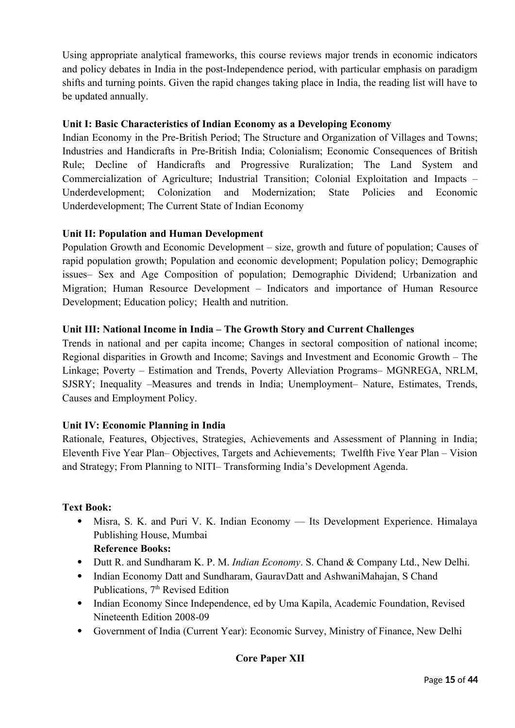Using appropriate analytical frameworks, this course reviews major trends in economic indicators and policy debates in India in the post-Independence period, with particular emphasis on paradigm shifts and turning points. Given the rapid changes taking place in India, the reading list will have to be updated annually.

**Unit I: Basic Characteristics of Indian Economy as a Developing Economy**

Indian Economy in the Pre-British Period; The Structure and Organization of Villages and Towns; Industries and Handicrafts in Pre-British India; Colonialism; Economic Consequences of British Rule; Decline of Handicrafts and Progressive Ruralization; The Land System and Commercialization of Agriculture; Industrial Transition; Colonial Exploitation and Impacts – Underdevelopment; Colonization and Modernization; State Policies and Economic Underdevelopment; The Current State of Indian Economy

**Unit II: Population and Human Development**

Population Growth and Economic Development – size, growth and future of population; Causes of rapid population growth; Population and economic development; Population policy; Demographic issues– Sex and Age Composition of population; Demographic Dividend; Urbanization and Migration; Human Resource Development – Indicators and importance of Human Resource Development; Education policy; Health and nutrition.

**Unit III: National Income in India – The Growth Story and Current Challenges**

Trends in national and per capita income; Changes in sectoral composition of national income; Regional disparities in Growth and Income; Savings and Investment and Economic Growth – The Linkage; Poverty – Estimation and Trends, Poverty Alleviation Programs– MGNREGA, NRLM, SJSRY; Inequality –Measures and trends in India; Unemployment– Nature, Estimates, Trends, Causes and Employment Policy.

**Unit IV: Economic Planning in India**

Rationale, Features, Objectives, Strategies, Achievements and Assessment of Planning in India; Eleventh Five Year Plan– Objectives, Targets and Achievements; Twelfth Five Year Plan – Vision and Strategy; From Planning to NITI– Transforming India's Development Agenda.

**Text Book:**

- Misra, S. K. and Puri V. K. Indian Economy — Its Development Experience. Himalaya Publishing House, Mumbai

**Reference Books:**

- Dutt R. and Sundharam K. P. M. *Indian Economy*. S. Chand & Company Ltd., New Delhi.
- Indian Economy Datt and Sundharam, GauravDatt and AshwaniMahajan, S Chand Publications, 7th Revised Edition
- Indian Economy Since Independence, ed by Uma Kapila, Academic Foundation, Revised Nineteenth Edition 2008-09
- Government of India (Current Year): Economic Survey, Ministry of Finance, New Delhi

**Core Paper XII**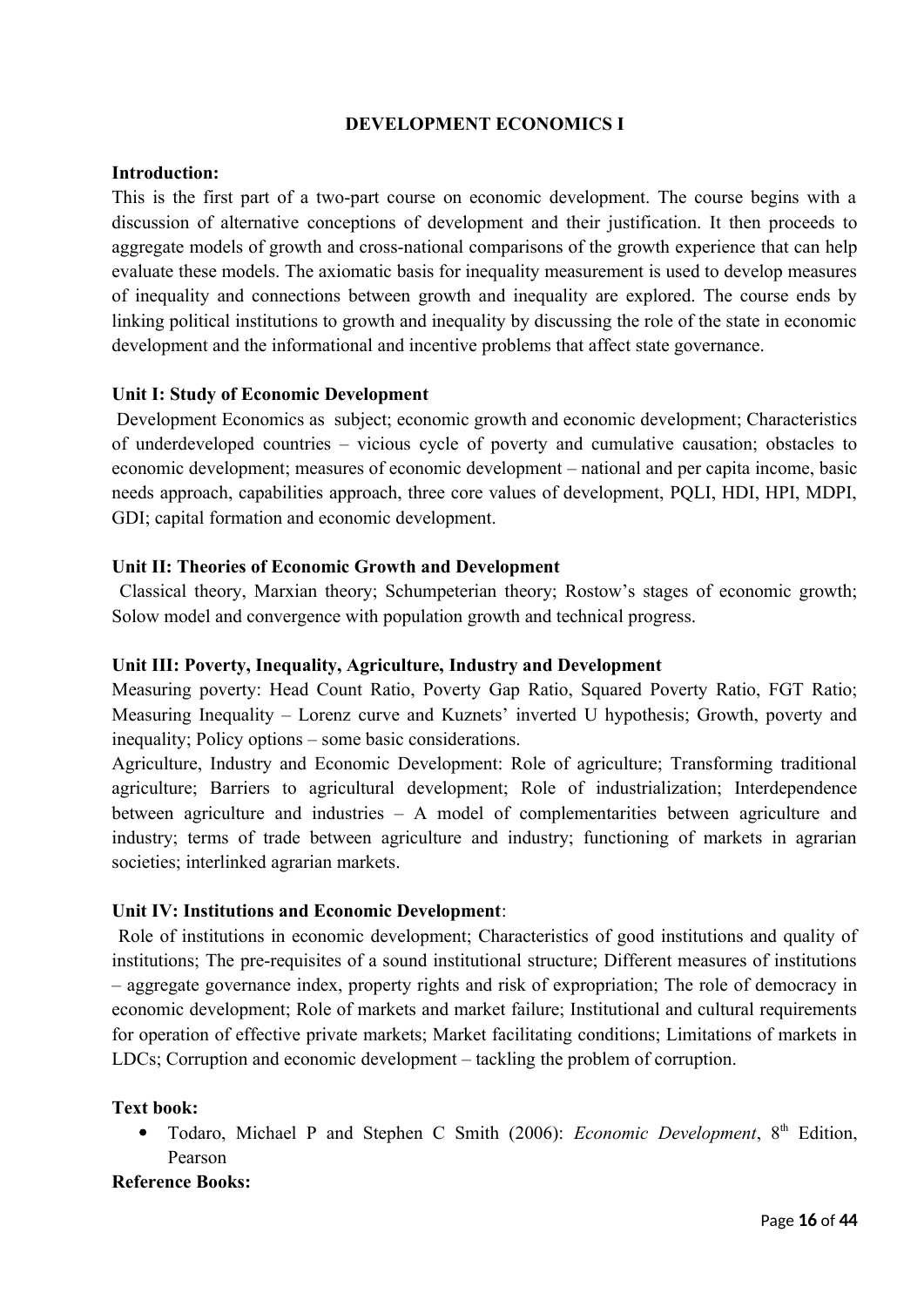# DEVELOPMENT ECONOMICS I

**Introduction:**

This is the first part of a two-part course on economic development. The course begins with a discussion of alternative conceptions of development and their justification. It then proceeds to aggregate models of growth and cross-national comparisons of the growth experience that can help evaluate these models. The axiomatic basis for inequality measurement is used to develop measures of inequality and connections between growth and inequality are explored. The course ends by linking political institutions to growth and inequality by discussing the role of the state in economic development and the informational and incentive problems that affect state governance.

**Unit I: Study of Economic Development**

Development Economics as subject; economic growth and economic development; Characteristics of underdeveloped countries – vicious cycle of poverty and cumulative causation; obstacles to economic development; measures of economic development – national and per capita income, basic needs approach, capabilities approach, three core values of development, PQLI, HDI, HPI, MDPI, GDI; capital formation and economic development.

**Unit II: Theories of Economic Growth and Development**

Classical theory, Marxian theory; Schumpeterian theory; Rostow's stages of economic growth; Solow model and convergence with population growth and technical progress.

**Unit III: Poverty, Inequality, Agriculture, Industry and Development**

Measuring poverty: Head Count Ratio, Poverty Gap Ratio, Squared Poverty Ratio, FGT Ratio; Measuring Inequality – Lorenz curve and Kuznets' inverted U hypothesis; Growth, poverty and inequality; Policy options – some basic considerations.

Agriculture, Industry and Economic Development: Role of agriculture; Transforming traditional agriculture; Barriers to agricultural development; Role of industrialization; Interdependence between agriculture and industries – A model of complementarities between agriculture and industry; terms of trade between agriculture and industry; functioning of markets in agrarian societies; interlinked agrarian markets.

**Unit IV: Institutions and Economic Development**:

Role of institutions in economic development; Characteristics of good institutions and quality of institutions; The pre-requisites of a sound institutional structure; Different measures of institutions – aggregate governance index, property rights and risk of expropriation; The role of democracy in economic development; Role of markets and market failure; Institutional and cultural requirements for operation of effective private markets; Market facilitating conditions; Limitations of markets in LDCs; Corruption and economic development – tackling the problem of corruption.

**Text book:**

- Todaro, Michael P and Stephen C Smith (2006): *Economic Development*, 8th Edition, Pearson

**Reference Books:**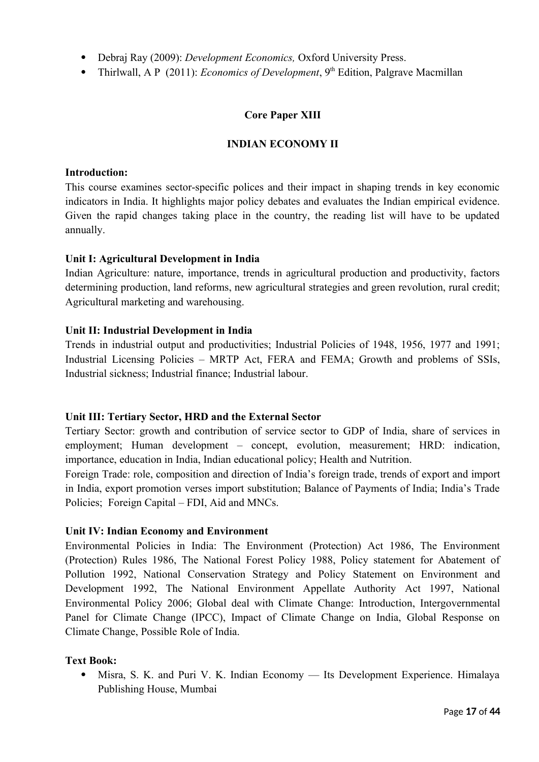- Debraj Ray (2009): *Development Economics,* Oxford University Press.
- Thirlwall, A P (2011): *Economics of Development*, 9th Edition, Palgrave Macmillan

## Core Paper XIII

## INDIAN ECONOMY II

**Introduction:**
This course examines sector-specific polices and their impact in shaping trends in key economic indicators in India. It highlights major policy debates and evaluates the Indian empirical evidence. Given the rapid changes taking place in the country, the reading list will have to be updated annually.

**Unit I: Agricultural Development in India**
Indian Agriculture: nature, importance, trends in agricultural production and productivity, factors determining production, land reforms, new agricultural strategies and green revolution, rural credit; Agricultural marketing and warehousing.

**Unit II: Industrial Development in India**
Trends in industrial output and productivities; Industrial Policies of 1948, 1956, 1977 and 1991; Industrial Licensing Policies – MRTP Act, FERA and FEMA; Growth and problems of SSIs, Industrial sickness; Industrial finance; Industrial labour.

**Unit III: Tertiary Sector, HRD and the External Sector**
Tertiary Sector: growth and contribution of service sector to GDP of India, share of services in employment; Human development – concept, evolution, measurement; HRD: indication, importance, education in India, Indian educational policy; Health and Nutrition.
Foreign Trade: role, composition and direction of India's foreign trade, trends of export and import in India, export promotion verses import substitution; Balance of Payments of India; India's Trade Policies; Foreign Capital – FDI, Aid and MNCs.

**Unit IV: Indian Economy and Environment**
Environmental Policies in India: The Environment (Protection) Act 1986, The Environment (Protection) Rules 1986, The National Forest Policy 1988, Policy statement for Abatement of Pollution 1992, National Conservation Strategy and Policy Statement on Environment and Development 1992, The National Environment Appellate Authority Act 1997, National Environmental Policy 2006; Global deal with Climate Change: Introduction, Intergovernmental Panel for Climate Change (IPCC), Impact of Climate Change on India, Global Response on Climate Change, Possible Role of India.

**Text Book:**
- Misra, S. K. and Puri V. K. Indian Economy — Its Development Experience. Himalaya Publishing House, Mumbai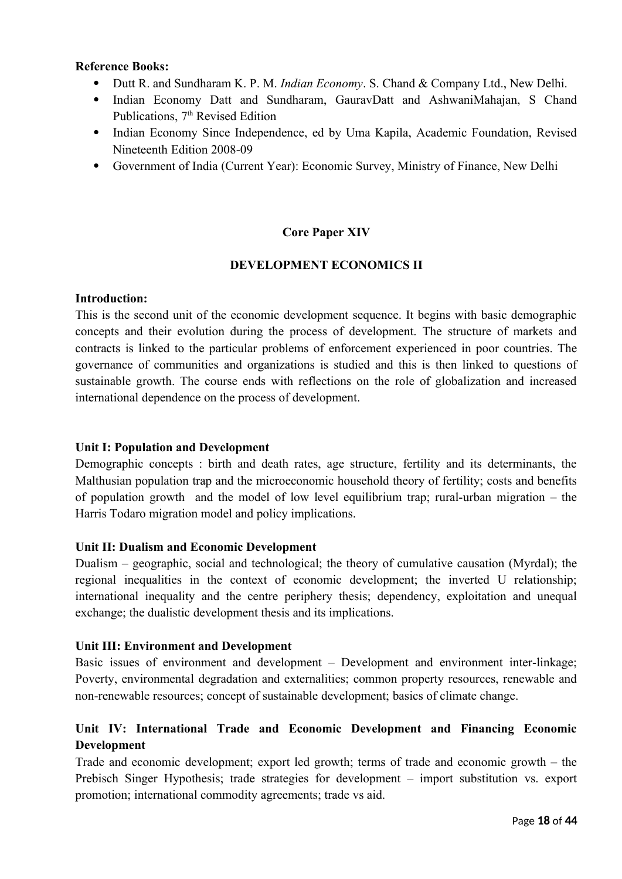**Reference Books:**

- Dutt R. and Sundharam K. P. M. *Indian Economy*. S. Chand & Company Ltd., New Delhi.
- Indian Economy Datt and Sundharam, GauravDatt and AshwaniMahajan, S Chand Publications, 7th Revised Edition
- Indian Economy Since Independence, ed by Uma Kapila, Academic Foundation, Revised Nineteenth Edition 2008-09
- Government of India (Current Year): Economic Survey, Ministry of Finance, New Delhi

## Core Paper XIV

## DEVELOPMENT ECONOMICS II

**Introduction:**

This is the second unit of the economic development sequence. It begins with basic demographic concepts and their evolution during the process of development. The structure of markets and contracts is linked to the particular problems of enforcement experienced in poor countries. The governance of communities and organizations is studied and this is then linked to questions of sustainable growth. The course ends with reflections on the role of globalization and increased international dependence on the process of development.

### Unit I: Population and Development

Demographic concepts : birth and death rates, age structure, fertility and its determinants, the Malthusian population trap and the microeconomic household theory of fertility; costs and benefits of population growth and the model of low level equilibrium trap; rural-urban migration – the Harris Todaro migration model and policy implications.

### Unit II: Dualism and Economic Development

Dualism – geographic, social and technological; the theory of cumulative causation (Myrdal); the regional inequalities in the context of economic development; the inverted U relationship; international inequality and the centre periphery thesis; dependency, exploitation and unequal exchange; the dualistic development thesis and its implications.

### Unit III: Environment and Development

Basic issues of environment and development – Development and environment inter-linkage; Poverty, environmental degradation and externalities; common property resources, renewable and non-renewable resources; concept of sustainable development; basics of climate change.

### Unit IV: International Trade and Economic Development and Financing Economic Development

Trade and economic development; export led growth; terms of trade and economic growth – the Prebisch Singer Hypothesis; trade strategies for development – import substitution vs. export promotion; international commodity agreements; trade vs aid.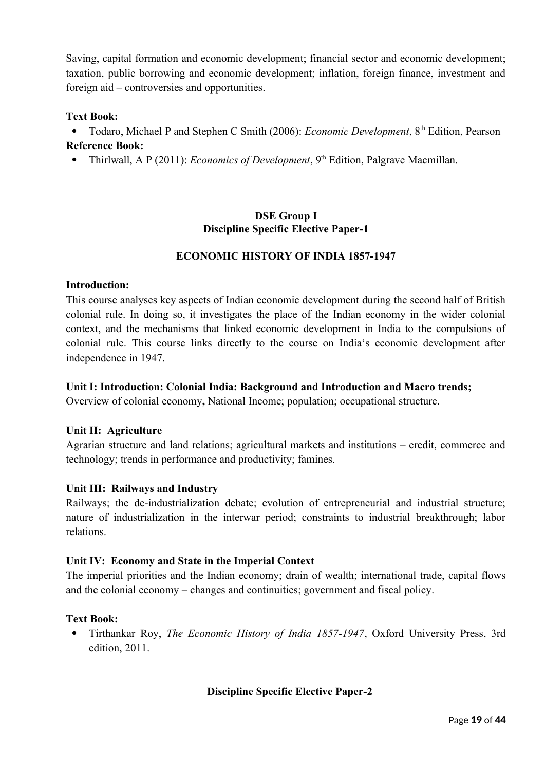Saving, capital formation and economic development; financial sector and economic development; taxation, public borrowing and economic development; inflation, foreign finance, investment and foreign aid – controversies and opportunities.

**Text Book:**

- Todaro, Michael P and Stephen C Smith (2006): *Economic Development*, 8th Edition, Pearson

**Reference Book:**

- Thirlwall, A P (2011): *Economics of Development*, 9th Edition, Palgrave Macmillan.

## DSE Group I
## Discipline Specific Elective Paper-1

### ECONOMIC HISTORY OF INDIA 1857-1947

**Introduction:**

This course analyses key aspects of Indian economic development during the second half of British colonial rule. In doing so, it investigates the place of the Indian economy in the wider colonial context, and the mechanisms that linked economic development in India to the compulsions of colonial rule. This course links directly to the course on India's economic development after independence in 1947.

**Unit I: Introduction: Colonial India: Background and Introduction and Macro trends;**

Overview of colonial economy**,** National Income; population; occupational structure.

**Unit II: Agriculture**

Agrarian structure and land relations; agricultural markets and institutions – credit, commerce and technology; trends in performance and productivity; famines.

**Unit III: Railways and Industry**

Railways; the de-industrialization debate; evolution of entrepreneurial and industrial structure; nature of industrialization in the interwar period; constraints to industrial breakthrough; labor relations.

**Unit IV: Economy and State in the Imperial Context**

The imperial priorities and the Indian economy; drain of wealth; international trade, capital flows and the colonial economy – changes and continuities; government and fiscal policy.

**Text Book:**

- Tirthankar Roy, *The Economic History of India 1857-1947*, Oxford University Press, 3rd edition, 2011.

## Discipline Specific Elective Paper-2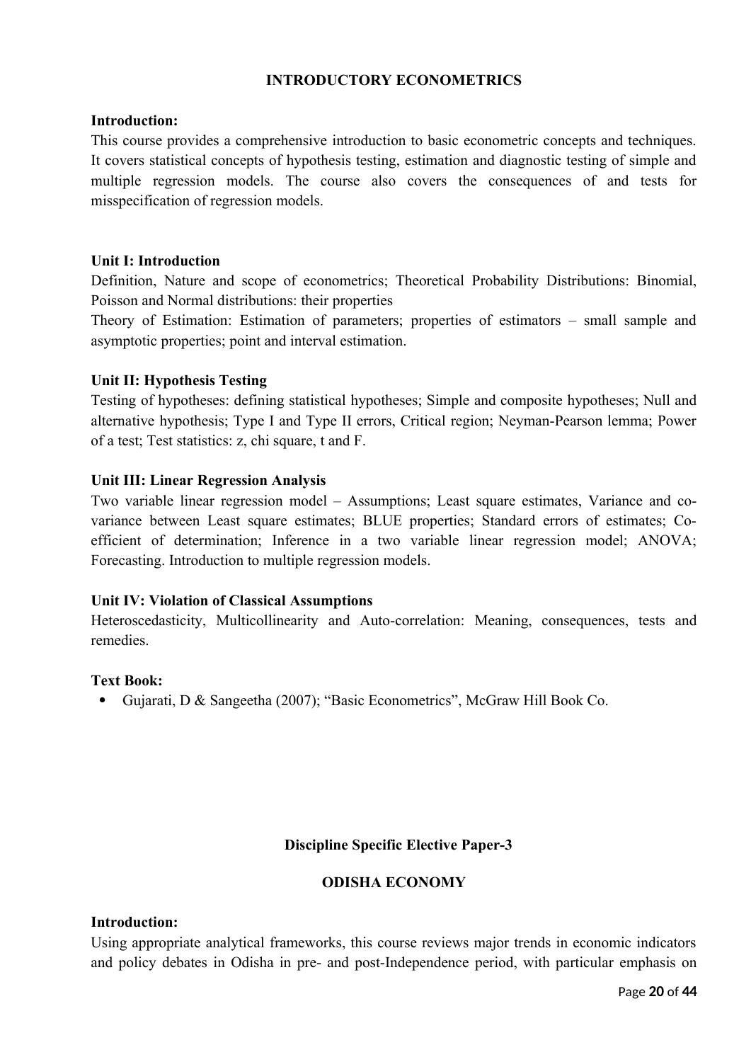## INTRODUCTORY ECONOMETRICS

**Introduction:**

This course provides a comprehensive introduction to basic econometric concepts and techniques. It covers statistical concepts of hypothesis testing, estimation and diagnostic testing of simple and multiple regression models. The course also covers the consequences of and tests for misspecification of regression models.

**Unit I: Introduction**

Definition, Nature and scope of econometrics; Theoretical Probability Distributions: Binomial, Poisson and Normal distributions: their properties

Theory of Estimation: Estimation of parameters; properties of estimators – small sample and asymptotic properties; point and interval estimation.

**Unit II: Hypothesis Testing**

Testing of hypotheses: defining statistical hypotheses; Simple and composite hypotheses; Null and alternative hypothesis; Type I and Type II errors, Critical region; Neyman-Pearson lemma; Power of a test; Test statistics: z, chi square, t and F.

**Unit III: Linear Regression Analysis**

Two variable linear regression model – Assumptions; Least square estimates, Variance and co-variance between Least square estimates; BLUE properties; Standard errors of estimates; Co-efficient of determination; Inference in a two variable linear regression model; ANOVA; Forecasting. Introduction to multiple regression models.

**Unit IV: Violation of Classical Assumptions**

Heteroscedasticity, Multicollinearity and Auto-correlation: Meaning, consequences, tests and remedies.

**Text Book:**

- Gujarati, D & Sangeetha (2007); "Basic Econometrics", McGraw Hill Book Co.

## Discipline Specific Elective Paper-3

## ODISHA ECONOMY

**Introduction:**

Using appropriate analytical frameworks, this course reviews major trends in economic indicators and policy debates in Odisha in pre- and post-Independence period, with particular emphasis on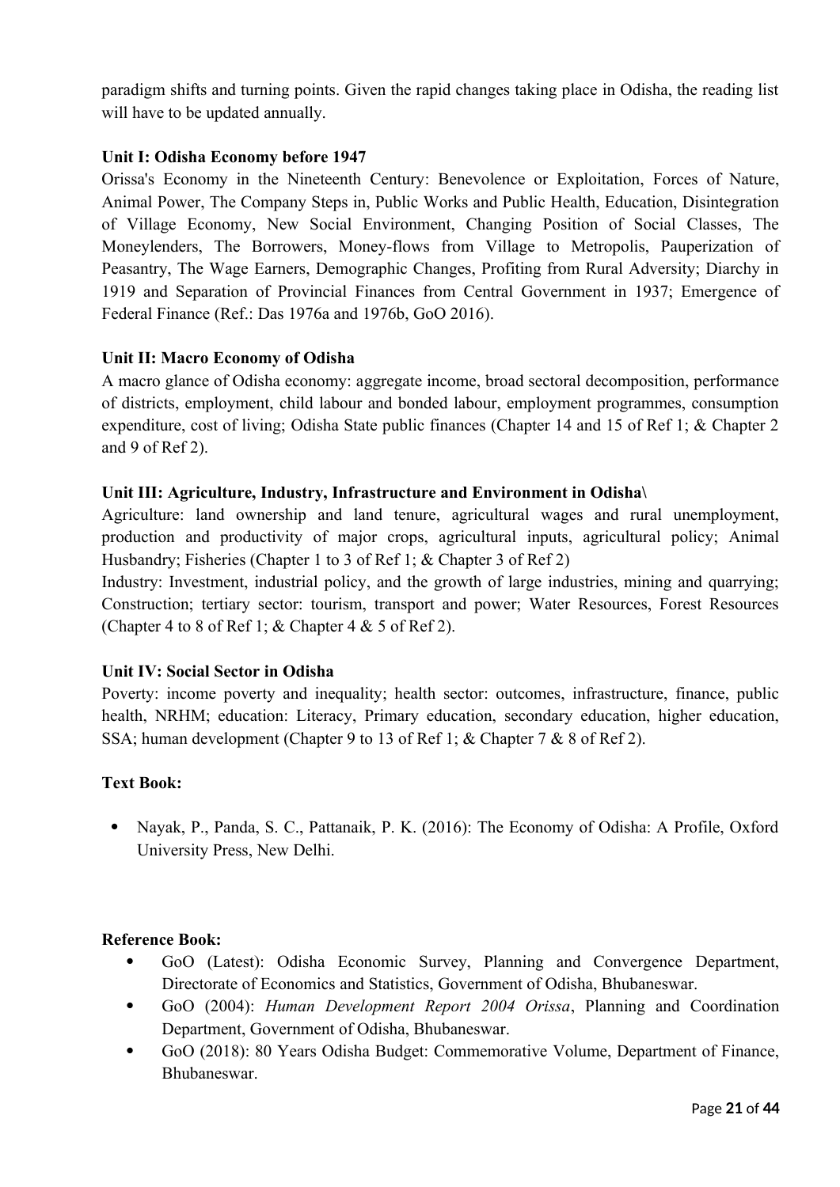paradigm shifts and turning points. Given the rapid changes taking place in Odisha, the reading list will have to be updated annually.

**Unit I: Odisha Economy before 1947**

Orissa's Economy in the Nineteenth Century: Benevolence or Exploitation, Forces of Nature, Animal Power, The Company Steps in, Public Works and Public Health, Education, Disintegration of Village Economy, New Social Environment, Changing Position of Social Classes, The Moneylenders, The Borrowers, Money-flows from Village to Metropolis, Pauperization of Peasantry, The Wage Earners, Demographic Changes, Profiting from Rural Adversity; Diarchy in 1919 and Separation of Provincial Finances from Central Government in 1937; Emergence of Federal Finance (Ref.: Das 1976a and 1976b, GoO 2016).

**Unit II: Macro Economy of Odisha**

A macro glance of Odisha economy: aggregate income, broad sectoral decomposition, performance of districts, employment, child labour and bonded labour, employment programmes, consumption expenditure, cost of living; Odisha State public finances (Chapter 14 and 15 of Ref 1; & Chapter 2 and 9 of Ref 2).

**Unit III: Agriculture, Industry, Infrastructure and Environment in Odisha\**

Agriculture: land ownership and land tenure, agricultural wages and rural unemployment, production and productivity of major crops, agricultural inputs, agricultural policy; Animal Husbandry; Fisheries (Chapter 1 to 3 of Ref 1; & Chapter 3 of Ref 2)

Industry: Investment, industrial policy, and the growth of large industries, mining and quarrying; Construction; tertiary sector: tourism, transport and power; Water Resources, Forest Resources (Chapter 4 to 8 of Ref 1; & Chapter 4 & 5 of Ref 2).

**Unit IV: Social Sector in Odisha**

Poverty: income poverty and inequality; health sector: outcomes, infrastructure, finance, public health, NRHM; education: Literacy, Primary education, secondary education, higher education, SSA; human development (Chapter 9 to 13 of Ref 1; & Chapter 7 & 8 of Ref 2).

**Text Book:**

- Nayak, P., Panda, S. C., Pattanaik, P. K. (2016): The Economy of Odisha: A Profile, Oxford University Press, New Delhi.

**Reference Book:**

- GoO (Latest): Odisha Economic Survey, Planning and Convergence Department, Directorate of Economics and Statistics, Government of Odisha, Bhubaneswar.
- GoO (2004): *Human Development Report 2004 Orissa*, Planning and Coordination Department, Government of Odisha, Bhubaneswar.
- GoO (2018): 80 Years Odisha Budget: Commemorative Volume, Department of Finance, Bhubaneswar.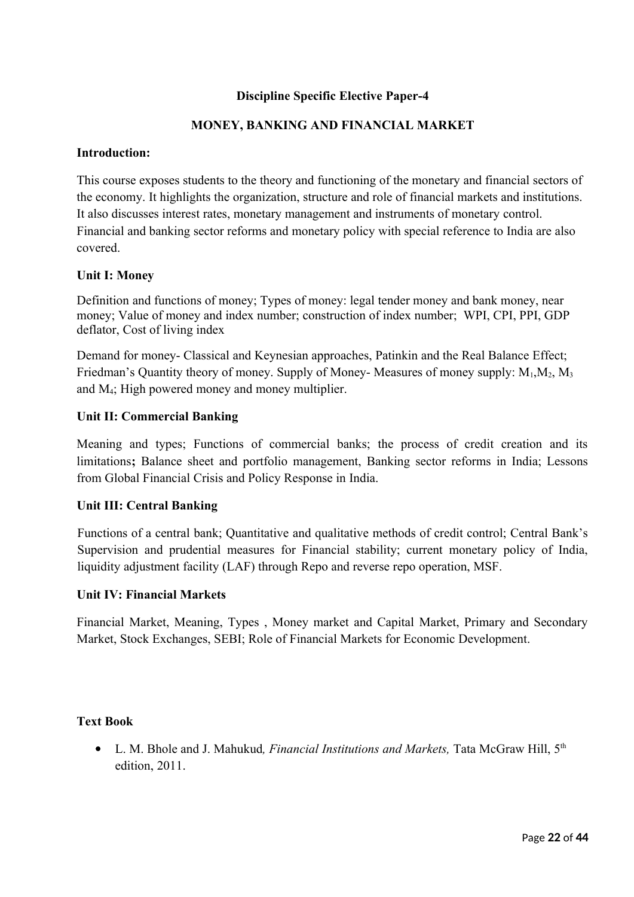**Discipline Specific Elective Paper-4**

## MONEY, BANKING AND FINANCIAL MARKET

**Introduction:**

This course exposes students to the theory and functioning of the monetary and financial sectors of the economy. It highlights the organization, structure and role of financial markets and institutions. It also discusses interest rates, monetary management and instruments of monetary control. Financial and banking sector reforms and monetary policy with special reference to India are also covered.

### Unit I: Money

Definition and functions of money; Types of money: legal tender money and bank money, near money; Value of money and index number; construction of index number; WPI, CPI, PPI, GDP deflator, Cost of living index

Demand for money- Classical and Keynesian approaches, Patinkin and the Real Balance Effect; Friedman's Quantity theory of money. Supply of Money- Measures of money supply: $M_1$,$M_2$, $M_3$ and $M_4$; High powered money and money multiplier.

### Unit II: Commercial Banking

Meaning and types; Functions of commercial banks; the process of credit creation and its limitations**;** Balance sheet and portfolio management, Banking sector reforms in India; Lessons from Global Financial Crisis and Policy Response in India.

### Unit III: Central Banking

Functions of a central bank; Quantitative and qualitative methods of credit control; Central Bank's Supervision and prudential measures for Financial stability; current monetary policy of India, liquidity adjustment facility (LAF) through Repo and reverse repo operation, MSF.

### Unit IV: Financial Markets

Financial Market, Meaning, Types , Money market and Capital Market, Primary and Secondary Market, Stock Exchanges, SEBI; Role of Financial Markets for Economic Development.

### Text Book

- L. M. Bhole and J. Mahukud*, Financial Institutions and Markets,* Tata McGraw Hill, 5th edition, 2011.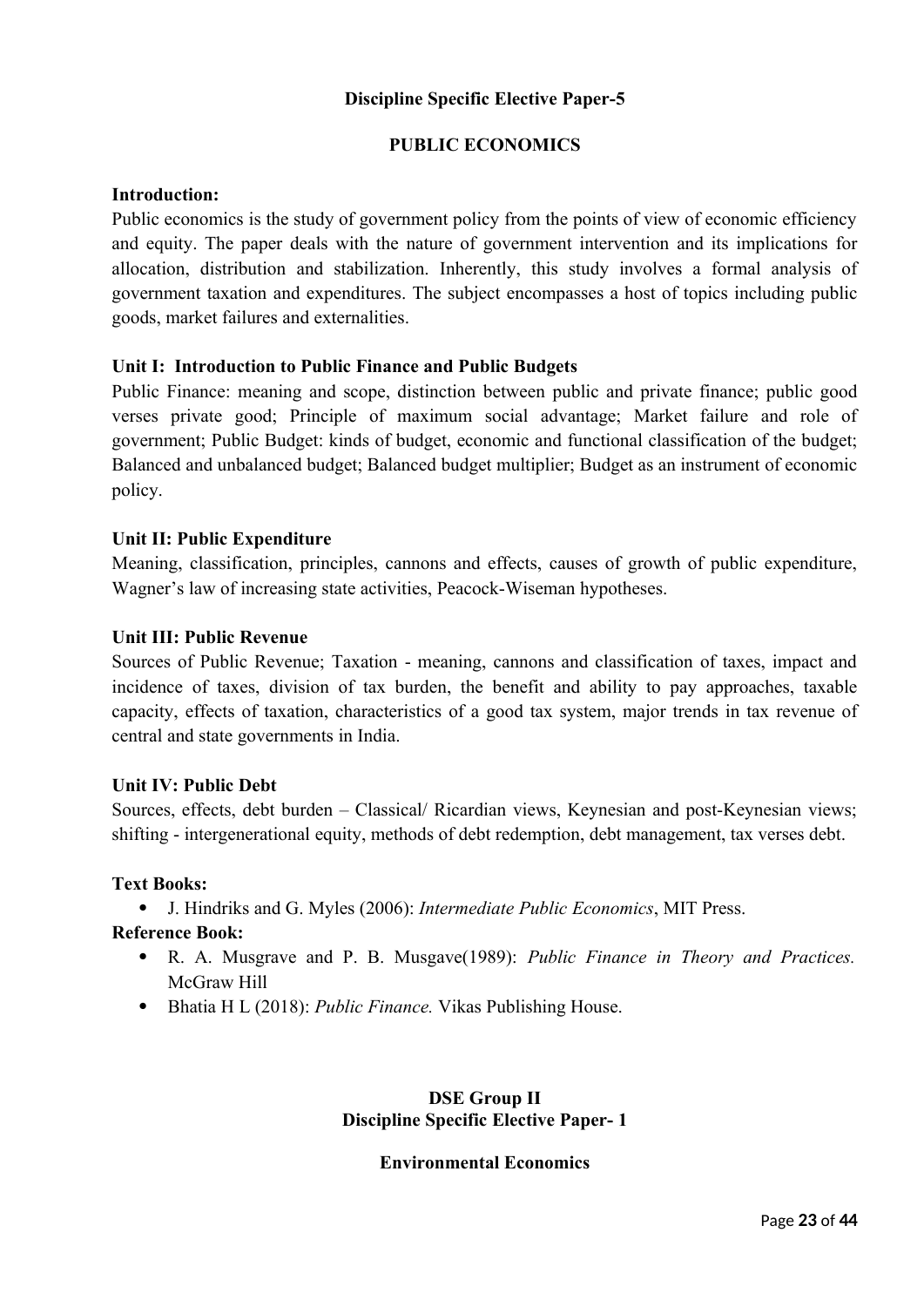## Discipline Specific Elective Paper-5

## PUBLIC ECONOMICS

**Introduction:**

Public economics is the study of government policy from the points of view of economic efficiency and equity. The paper deals with the nature of government intervention and its implications for allocation, distribution and stabilization. Inherently, this study involves a formal analysis of government taxation and expenditures. The subject encompasses a host of topics including public goods, market failures and externalities.

**Unit I: Introduction to Public Finance and Public Budgets**

Public Finance: meaning and scope, distinction between public and private finance; public good verses private good; Principle of maximum social advantage; Market failure and role of government; Public Budget: kinds of budget, economic and functional classification of the budget; Balanced and unbalanced budget; Balanced budget multiplier; Budget as an instrument of economic policy.

**Unit II: Public Expenditure**

Meaning, classification, principles, cannons and effects, causes of growth of public expenditure, Wagner's law of increasing state activities, Peacock-Wiseman hypotheses.

**Unit III: Public Revenue**

Sources of Public Revenue; Taxation - meaning, cannons and classification of taxes, impact and incidence of taxes, division of tax burden, the benefit and ability to pay approaches, taxable capacity, effects of taxation, characteristics of a good tax system, major trends in tax revenue of central and state governments in India.

**Unit IV: Public Debt**

Sources, effects, debt burden – Classical/ Ricardian views, Keynesian and post-Keynesian views; shifting - intergenerational equity, methods of debt redemption, debt management, tax verses debt.

**Text Books:**

- J. Hindriks and G. Myles (2006): *Intermediate Public Economics*, MIT Press.

**Reference Book:**

- R. A. Musgrave and P. B. Musgave(1989): *Public Finance in Theory and Practices.* McGraw Hill
- Bhatia H L (2018): *Public Finance.* Vikas Publishing House.

## DSE Group II
## Discipline Specific Elective Paper- 1

## Environmental Economics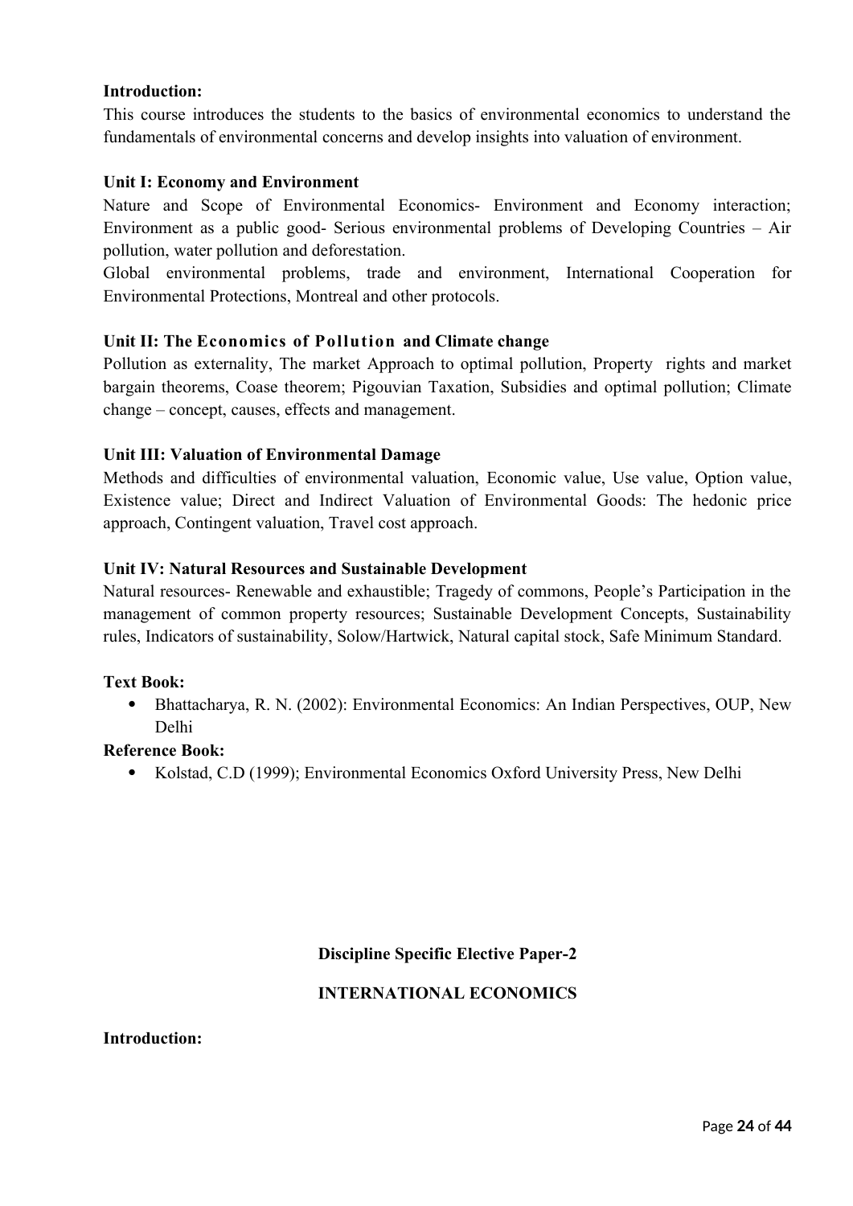**Introduction:**
This course introduces the students to the basics of environmental economics to understand the fundamentals of environmental concerns and develop insights into valuation of environment.

**Unit I: Economy and Environment**
Nature and Scope of Environmental Economics- Environment and Economy interaction; Environment as a public good- Serious environmental problems of Developing Countries – Air pollution, water pollution and deforestation.
Global environmental problems, trade and environment, International Cooperation for Environmental Protections, Montreal and other protocols.

**Unit II: The Economics of Pollution and Climate change**
Pollution as externality, The market Approach to optimal pollution, Property rights and market bargain theorems, Coase theorem; Pigouvian Taxation, Subsidies and optimal pollution; Climate change – concept, causes, effects and management.

**Unit III: Valuation of Environmental Damage**
Methods and difficulties of environmental valuation, Economic value, Use value, Option value, Existence value; Direct and Indirect Valuation of Environmental Goods: The hedonic price approach, Contingent valuation, Travel cost approach.

**Unit IV: Natural Resources and Sustainable Development**
Natural resources- Renewable and exhaustible; Tragedy of commons, People's Participation in the management of common property resources; Sustainable Development Concepts, Sustainability rules, Indicators of sustainability, Solow/Hartwick, Natural capital stock, Safe Minimum Standard.

**Text Book:**

- Bhattacharya, R. N. (2002): Environmental Economics: An Indian Perspectives, OUP, New Delhi

**Reference Book:**

- Kolstad, C.D (1999); Environmental Economics Oxford University Press, New Delhi

**Discipline Specific Elective Paper-2**

**INTERNATIONAL ECONOMICS**

**Introduction:**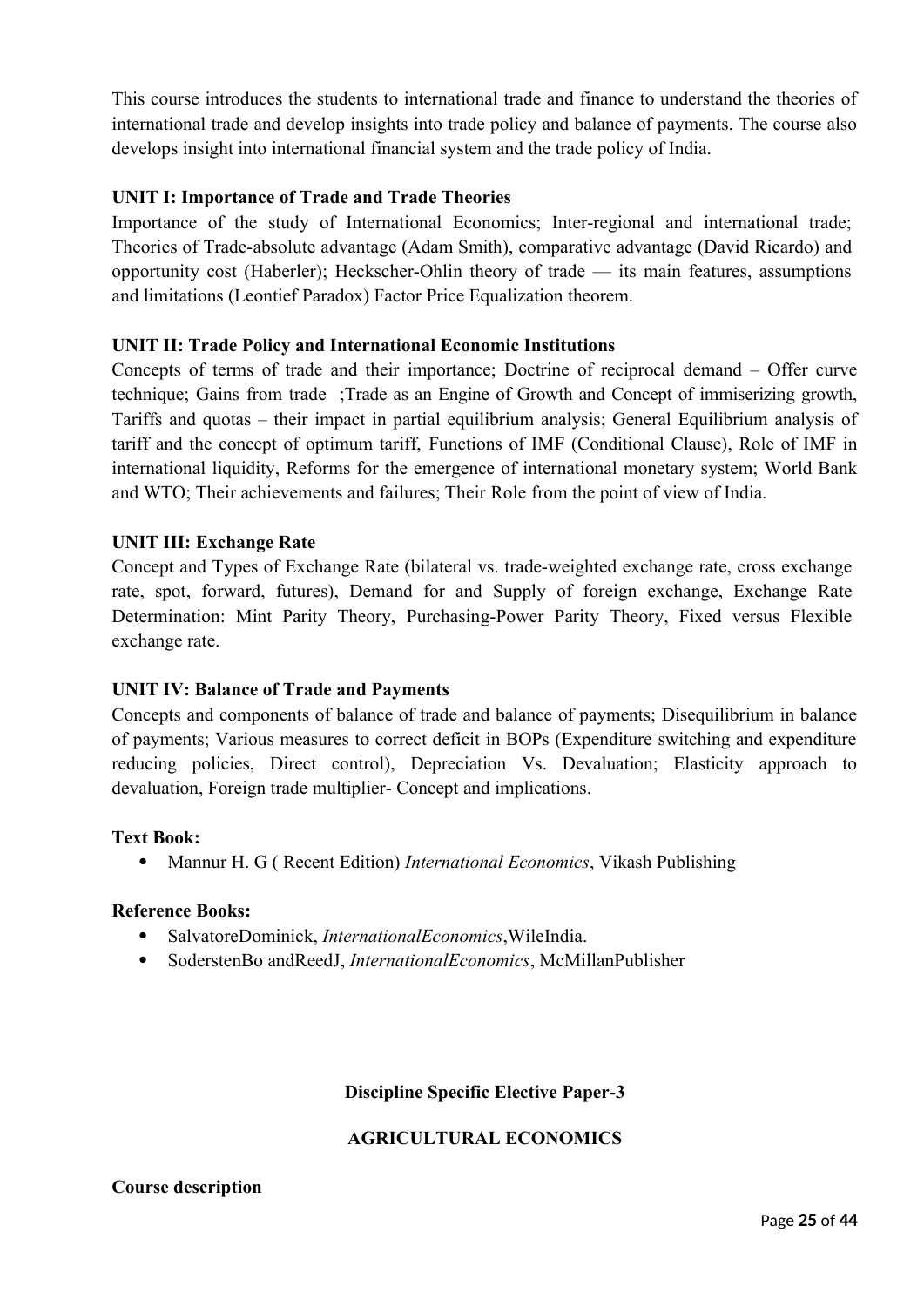This course introduces the students to international trade and finance to understand the theories of international trade and develop insights into trade policy and balance of payments. The course also develops insight into international financial system and the trade policy of India.

**UNIT I: Importance of Trade and Trade Theories**

Importance of the study of International Economics; Inter-regional and international trade; Theories of Trade-absolute advantage (Adam Smith), comparative advantage (David Ricardo) and opportunity cost (Haberler); Heckscher-Ohlin theory of trade — its main features, assumptions and limitations (Leontief Paradox) Factor Price Equalization theorem.

**UNIT II: Trade Policy and International Economic Institutions**

Concepts of terms of trade and their importance; Doctrine of reciprocal demand – Offer curve technique; Gains from trade ;Trade as an Engine of Growth and Concept of immiserizing growth, Tariffs and quotas – their impact in partial equilibrium analysis; General Equilibrium analysis of tariff and the concept of optimum tariff, Functions of IMF (Conditional Clause), Role of IMF in international liquidity, Reforms for the emergence of international monetary system; World Bank and WTO; Their achievements and failures; Their Role from the point of view of India.

**UNIT III: Exchange Rate**

Concept and Types of Exchange Rate (bilateral vs. trade-weighted exchange rate, cross exchange rate, spot, forward, futures), Demand for and Supply of foreign exchange, Exchange Rate Determination: Mint Parity Theory, Purchasing-Power Parity Theory, Fixed versus Flexible exchange rate.

**UNIT IV: Balance of Trade and Payments**

Concepts and components of balance of trade and balance of payments; Disequilibrium in balance of payments; Various measures to correct deficit in BOPs (Expenditure switching and expenditure reducing policies, Direct control), Depreciation Vs. Devaluation; Elasticity approach to devaluation, Foreign trade multiplier- Concept and implications.

**Text Book:**

- Mannur H. G ( Recent Edition) *International Economics*, Vikash Publishing

**Reference Books:**

- SalvatoreDominick, *InternationalEconomics*,WileIndia.
- SoderstenBo andReedJ, *InternationalEconomics*, McMillanPublisher

**Discipline Specific Elective Paper-3**

**AGRICULTURAL ECONOMICS**

**Course description**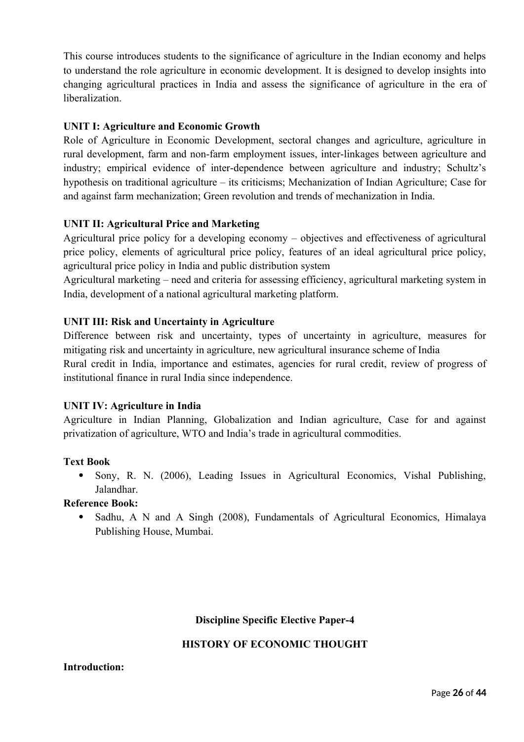This course introduces students to the significance of agriculture in the Indian economy and helps to understand the role agriculture in economic development. It is designed to develop insights into changing agricultural practices in India and assess the significance of agriculture in the era of liberalization.

**UNIT I: Agriculture and Economic Growth**

Role of Agriculture in Economic Development, sectoral changes and agriculture, agriculture in rural development, farm and non-farm employment issues, inter-linkages between agriculture and industry; empirical evidence of inter-dependence between agriculture and industry; Schultz's hypothesis on traditional agriculture – its criticisms; Mechanization of Indian Agriculture; Case for and against farm mechanization; Green revolution and trends of mechanization in India.

**UNIT II: Agricultural Price and Marketing**

Agricultural price policy for a developing economy – objectives and effectiveness of agricultural price policy, elements of agricultural price policy, features of an ideal agricultural price policy, agricultural price policy in India and public distribution system

Agricultural marketing – need and criteria for assessing efficiency, agricultural marketing system in India, development of a national agricultural marketing platform.

**UNIT III: Risk and Uncertainty in Agriculture**

Difference between risk and uncertainty, types of uncertainty in agriculture, measures for mitigating risk and uncertainty in agriculture, new agricultural insurance scheme of India

Rural credit in India, importance and estimates, agencies for rural credit, review of progress of institutional finance in rural India since independence.

**UNIT IV: Agriculture in India**

Agriculture in Indian Planning, Globalization and Indian agriculture, Case for and against privatization of agriculture, WTO and India's trade in agricultural commodities.

**Text Book**

- Sony, R. N. (2006), Leading Issues in Agricultural Economics, Vishal Publishing, Jalandhar.

**Reference Book:**

- Sadhu, A N and A Singh (2008), Fundamentals of Agricultural Economics, Himalaya Publishing House, Mumbai.

## Discipline Specific Elective Paper-4

## HISTORY OF ECONOMIC THOUGHT

**Introduction:**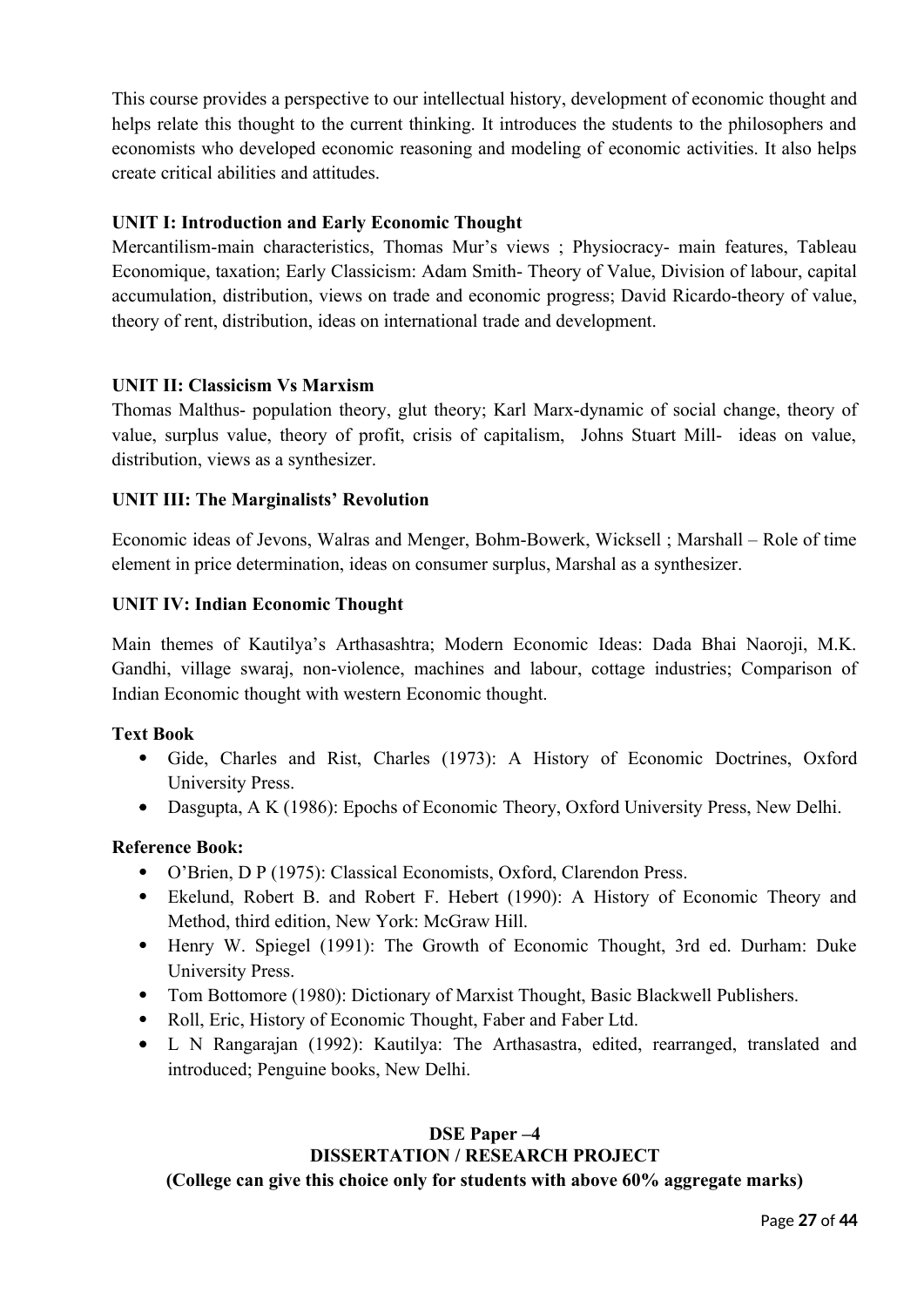This course provides a perspective to our intellectual history, development of economic thought and helps relate this thought to the current thinking. It introduces the students to the philosophers and economists who developed economic reasoning and modeling of economic activities. It also helps create critical abilities and attitudes.

**UNIT I: Introduction and Early Economic Thought**

Mercantilism-main characteristics, Thomas Mur's views ; Physiocracy- main features, Tableau Economique, taxation; Early Classicism: Adam Smith- Theory of Value, Division of labour, capital accumulation, distribution, views on trade and economic progress; David Ricardo-theory of value, theory of rent, distribution, ideas on international trade and development.

**UNIT II: Classicism Vs Marxism**

Thomas Malthus- population theory, glut theory; Karl Marx-dynamic of social change, theory of value, surplus value, theory of profit, crisis of capitalism, Johns Stuart Mill- ideas on value, distribution, views as a synthesizer.

**UNIT III: The Marginalists' Revolution**

Economic ideas of Jevons, Walras and Menger, Bohm-Bowerk, Wicksell ; Marshall – Role of time element in price determination, ideas on consumer surplus, Marshal as a synthesizer.

**UNIT IV: Indian Economic Thought**

Main themes of Kautilya's Arthasashtra; Modern Economic Ideas: Dada Bhai Naoroji, M.K. Gandhi, village swaraj, non-violence, machines and labour, cottage industries; Comparison of Indian Economic thought with western Economic thought.

**Text Book**

- Gide, Charles and Rist, Charles (1973): A History of Economic Doctrines, Oxford University Press.
- Dasgupta, A K (1986): Epochs of Economic Theory, Oxford University Press, New Delhi.

**Reference Book:**

- O'Brien, D P (1975): Classical Economists, Oxford, Clarendon Press.
- Ekelund, Robert B. and Robert F. Hebert (1990): A History of Economic Theory and Method, third edition, New York: McGraw Hill.
- Henry W. Spiegel (1991): The Growth of Economic Thought, 3rd ed. Durham: Duke University Press.
- Tom Bottomore (1980): Dictionary of Marxist Thought, Basic Blackwell Publishers.
- Roll, Eric, History of Economic Thought, Faber and Faber Ltd.
- L N Rangarajan (1992): Kautilya: The Arthasastra, edited, rearranged, translated and introduced; Penguine books, New Delhi.

**DSE Paper –4**

**DISSERTATION / RESEARCH PROJECT**

**(College can give this choice only for students with above 60% aggregate marks)**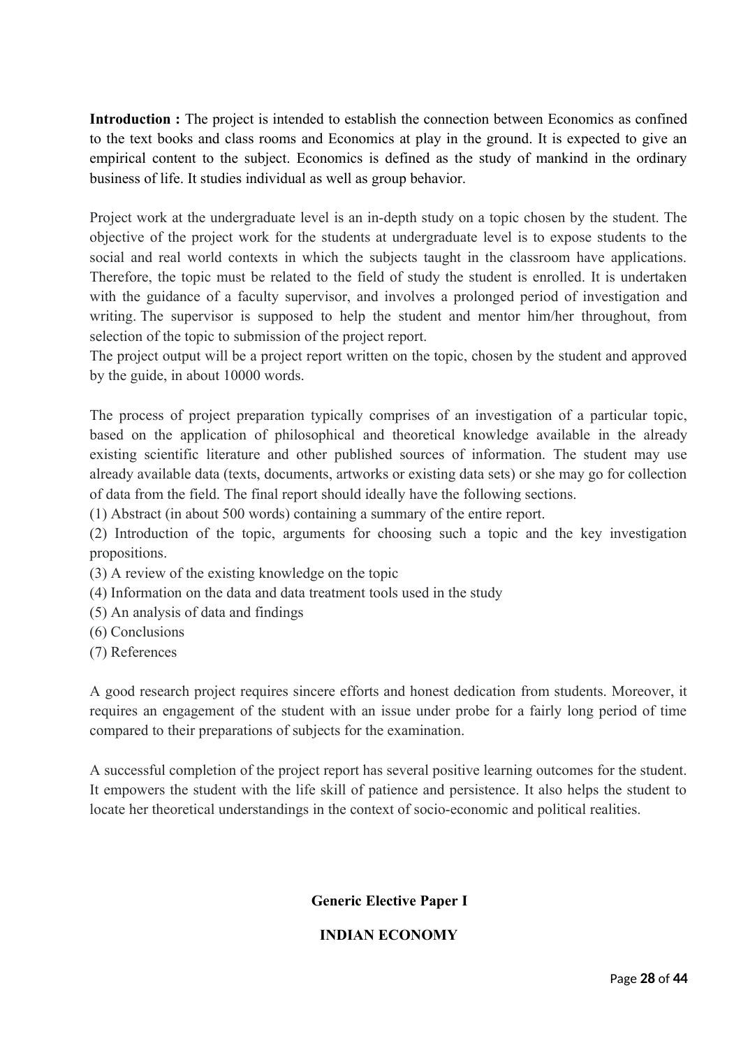**Introduction :** The project is intended to establish the connection between Economics as confined to the text books and class rooms and Economics at play in the ground. It is expected to give an empirical content to the subject. Economics is defined as the study of mankind in the ordinary business of life. It studies individual as well as group behavior.

Project work at the undergraduate level is an in-depth study on a topic chosen by the student. The objective of the project work for the students at undergraduate level is to expose students to the social and real world contexts in which the subjects taught in the classroom have applications. Therefore, the topic must be related to the field of study the student is enrolled. It is undertaken with the guidance of a faculty supervisor, and involves a prolonged period of investigation and writing. The supervisor is supposed to help the student and mentor him/her throughout, from selection of the topic to submission of the project report.
The project output will be a project report written on the topic, chosen by the student and approved by the guide, in about 10000 words.

The process of project preparation typically comprises of an investigation of a particular topic, based on the application of philosophical and theoretical knowledge available in the already existing scientific literature and other published sources of information. The student may use already available data (texts, documents, artworks or existing data sets) or she may go for collection of data from the field. The final report should ideally have the following sections.

(1) Abstract (in about 500 words) containing a summary of the entire report.
(2) Introduction of the topic, arguments for choosing such a topic and the key investigation propositions.
(3) A review of the existing knowledge on the topic
(4) Information on the data and data treatment tools used in the study
(5) An analysis of data and findings
(6) Conclusions
(7) References

A good research project requires sincere efforts and honest dedication from students. Moreover, it requires an engagement of the student with an issue under probe for a fairly long period of time compared to their preparations of subjects for the examination.

A successful completion of the project report has several positive learning outcomes for the student. It empowers the student with the life skill of patience and persistence. It also helps the student to locate her theoretical understandings in the context of socio-economic and political realities.

## Generic Elective Paper I

## INDIAN ECONOMY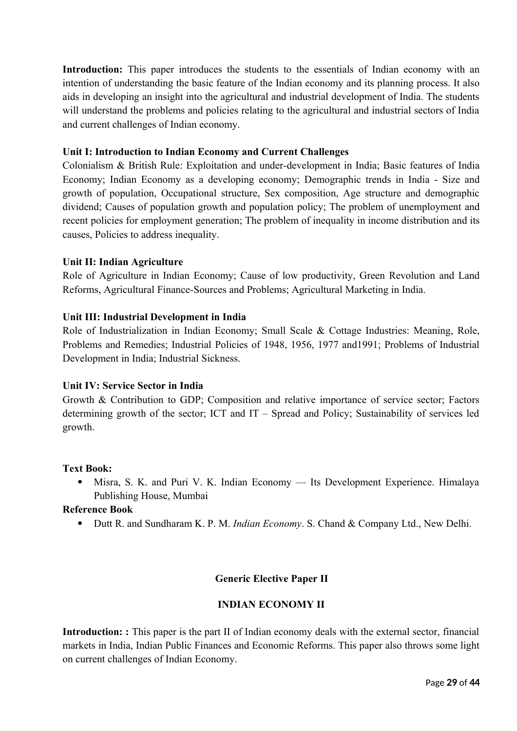**Introduction:** This paper introduces the students to the essentials of Indian economy with an intention of understanding the basic feature of the Indian economy and its planning process. It also aids in developing an insight into the agricultural and industrial development of India. The students will understand the problems and policies relating to the agricultural and industrial sectors of India and current challenges of Indian economy.

**Unit I: Introduction to Indian Economy and Current Challenges**

Colonialism & British Rule: Exploitation and under-development in India; Basic features of India Economy; Indian Economy as a developing economy; Demographic trends in India - Size and growth of population, Occupational structure, Sex composition, Age structure and demographic dividend; Causes of population growth and population policy; The problem of unemployment and recent policies for employment generation; The problem of inequality in income distribution and its causes, Policies to address inequality.

**Unit II: Indian Agriculture**

Role of Agriculture in Indian Economy; Cause of low productivity, Green Revolution and Land Reforms, Agricultural Finance-Sources and Problems; Agricultural Marketing in India.

**Unit III: Industrial Development in India**

Role of Industrialization in Indian Economy; Small Scale & Cottage Industries: Meaning, Role, Problems and Remedies; Industrial Policies of 1948, 1956, 1977 and1991; Problems of Industrial Development in India; Industrial Sickness.

**Unit IV: Service Sector in India**

Growth & Contribution to GDP; Composition and relative importance of service sector; Factors determining growth of the sector; ICT and IT – Spread and Policy; Sustainability of services led growth.

**Text Book:**

- Misra, S. K. and Puri V. K. Indian Economy — Its Development Experience. Himalaya Publishing House, Mumbai

**Reference Book**

- Dutt R. and Sundharam K. P. M. *Indian Economy*. S. Chand & Company Ltd., New Delhi.

## Generic Elective Paper II

## INDIAN ECONOMY II

**Introduction: :** This paper is the part II of Indian economy deals with the external sector, financial markets in India, Indian Public Finances and Economic Reforms. This paper also throws some light on current challenges of Indian Economy.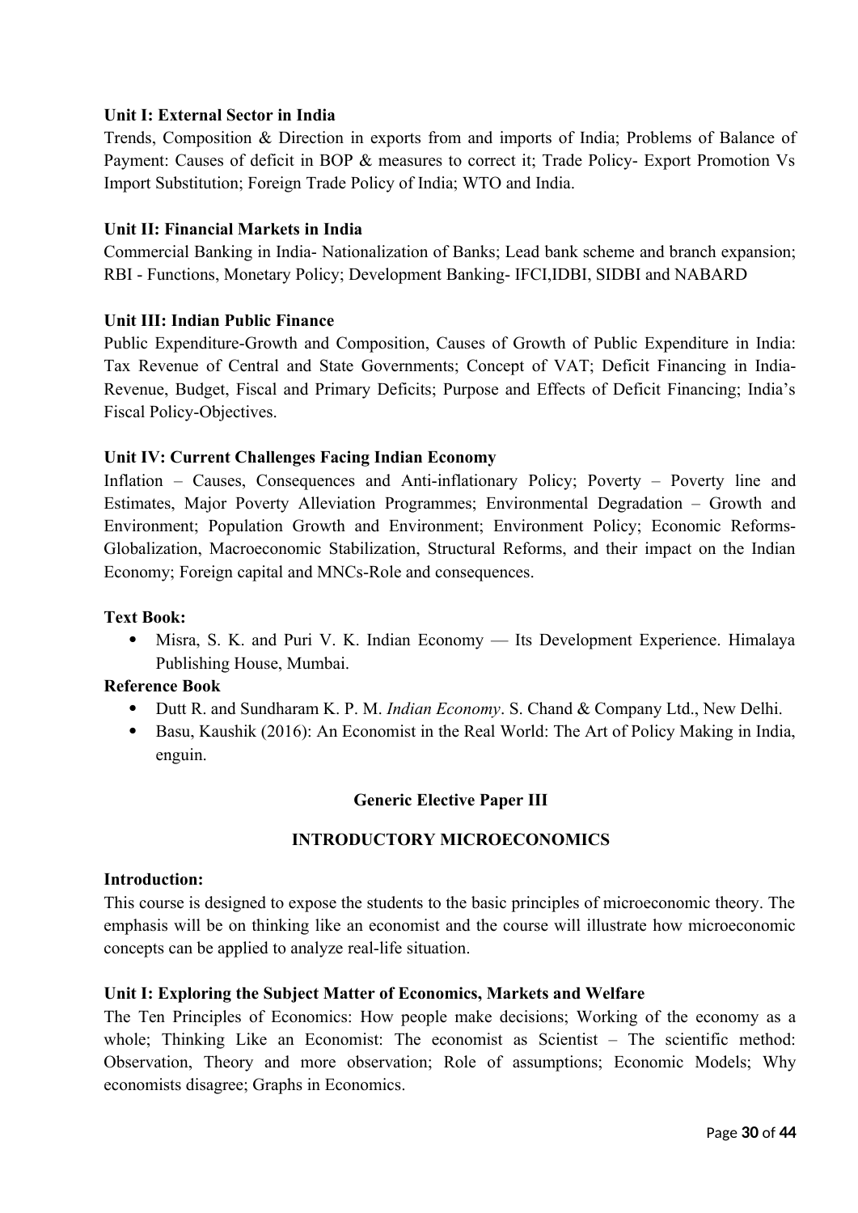**Unit I: External Sector in India**

Trends, Composition & Direction in exports from and imports of India; Problems of Balance of Payment: Causes of deficit in BOP & measures to correct it; Trade Policy- Export Promotion Vs Import Substitution; Foreign Trade Policy of India; WTO and India.

**Unit II: Financial Markets in India**

Commercial Banking in India- Nationalization of Banks; Lead bank scheme and branch expansion; RBI - Functions, Monetary Policy; Development Banking- IFCI,IDBI, SIDBI and NABARD

**Unit III: Indian Public Finance**

Public Expenditure-Growth and Composition, Causes of Growth of Public Expenditure in India: Tax Revenue of Central and State Governments; Concept of VAT; Deficit Financing in India- Revenue, Budget, Fiscal and Primary Deficits; Purpose and Effects of Deficit Financing; India's Fiscal Policy-Objectives.

**Unit IV: Current Challenges Facing Indian Economy**

Inflation – Causes, Consequences and Anti-inflationary Policy; Poverty – Poverty line and Estimates, Major Poverty Alleviation Programmes; Environmental Degradation – Growth and Environment; Population Growth and Environment; Environment Policy; Economic Reforms- Globalization, Macroeconomic Stabilization, Structural Reforms, and their impact on the Indian Economy; Foreign capital and MNCs-Role and consequences.

**Text Book:**

- Misra, S. K. and Puri V. K. Indian Economy — Its Development Experience. Himalaya Publishing House, Mumbai.

**Reference Book**

- Dutt R. and Sundharam K. P. M. *Indian Economy*. S. Chand & Company Ltd., New Delhi.
- Basu, Kaushik (2016): An Economist in the Real World: The Art of Policy Making in India, enguin.

## Generic Elective Paper III

## INTRODUCTORY MICROECONOMICS

**Introduction:**

This course is designed to expose the students to the basic principles of microeconomic theory. The emphasis will be on thinking like an economist and the course will illustrate how microeconomic concepts can be applied to analyze real-life situation.

**Unit I: Exploring the Subject Matter of Economics, Markets and Welfare**

The Ten Principles of Economics: How people make decisions; Working of the economy as a whole; Thinking Like an Economist: The economist as Scientist – The scientific method: Observation, Theory and more observation; Role of assumptions; Economic Models; Why economists disagree; Graphs in Economics.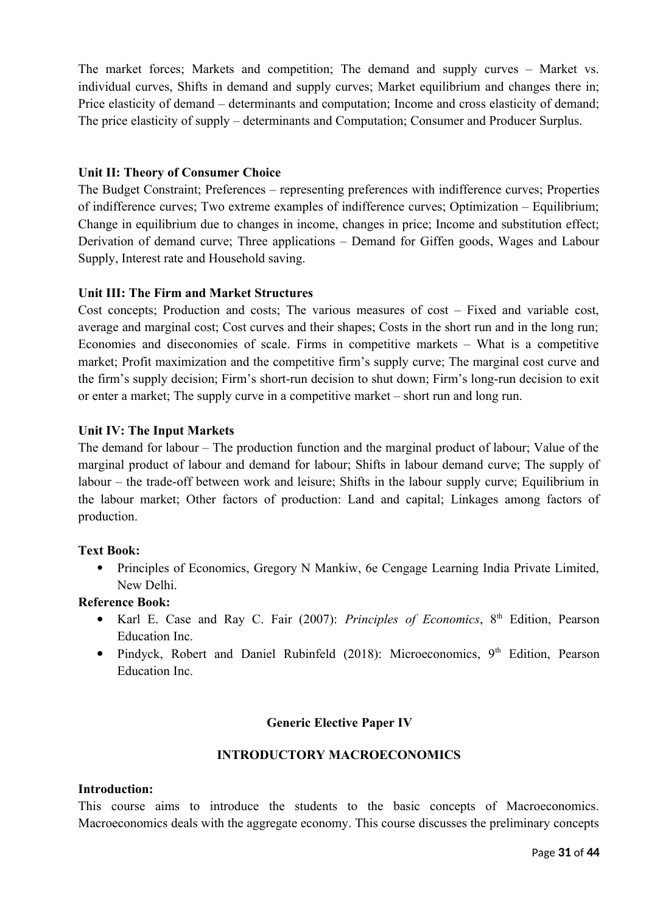The market forces; Markets and competition; The demand and supply curves – Market vs. individual curves, Shifts in demand and supply curves; Market equilibrium and changes there in; Price elasticity of demand – determinants and computation; Income and cross elasticity of demand; The price elasticity of supply – determinants and Computation; Consumer and Producer Surplus.

**Unit II: Theory of Consumer Choice**

The Budget Constraint; Preferences – representing preferences with indifference curves; Properties of indifference curves; Two extreme examples of indifference curves; Optimization – Equilibrium; Change in equilibrium due to changes in income, changes in price; Income and substitution effect; Derivation of demand curve; Three applications – Demand for Giffen goods, Wages and Labour Supply, Interest rate and Household saving.

**Unit III: The Firm and Market Structures**

Cost concepts; Production and costs; The various measures of cost – Fixed and variable cost, average and marginal cost; Cost curves and their shapes; Costs in the short run and in the long run; Economies and diseconomies of scale. Firms in competitive markets – What is a competitive market; Profit maximization and the competitive firm's supply curve; The marginal cost curve and the firm's supply decision; Firm's short-run decision to shut down; Firm's long-run decision to exit or enter a market; The supply curve in a competitive market – short run and long run.

**Unit IV: The Input Markets**

The demand for labour – The production function and the marginal product of labour; Value of the marginal product of labour and demand for labour; Shifts in labour demand curve; The supply of labour – the trade-off between work and leisure; Shifts in the labour supply curve; Equilibrium in the labour market; Other factors of production: Land and capital; Linkages among factors of production.

**Text Book:**

- Principles of Economics, Gregory N Mankiw, 6e Cengage Learning India Private Limited, New Delhi.

**Reference Book:**

- Karl E. Case and Ray C. Fair (2007): *Principles of Economics*, 8th Edition, Pearson Education Inc.
- Pindyck, Robert and Daniel Rubinfeld (2018): Microeconomics, 9th Edition, Pearson Education Inc.

## Generic Elective Paper IV

## INTRODUCTORY MACROECONOMICS

**Introduction:**

This course aims to introduce the students to the basic concepts of Macroeconomics. Macroeconomics deals with the aggregate economy. This course discusses the preliminary concepts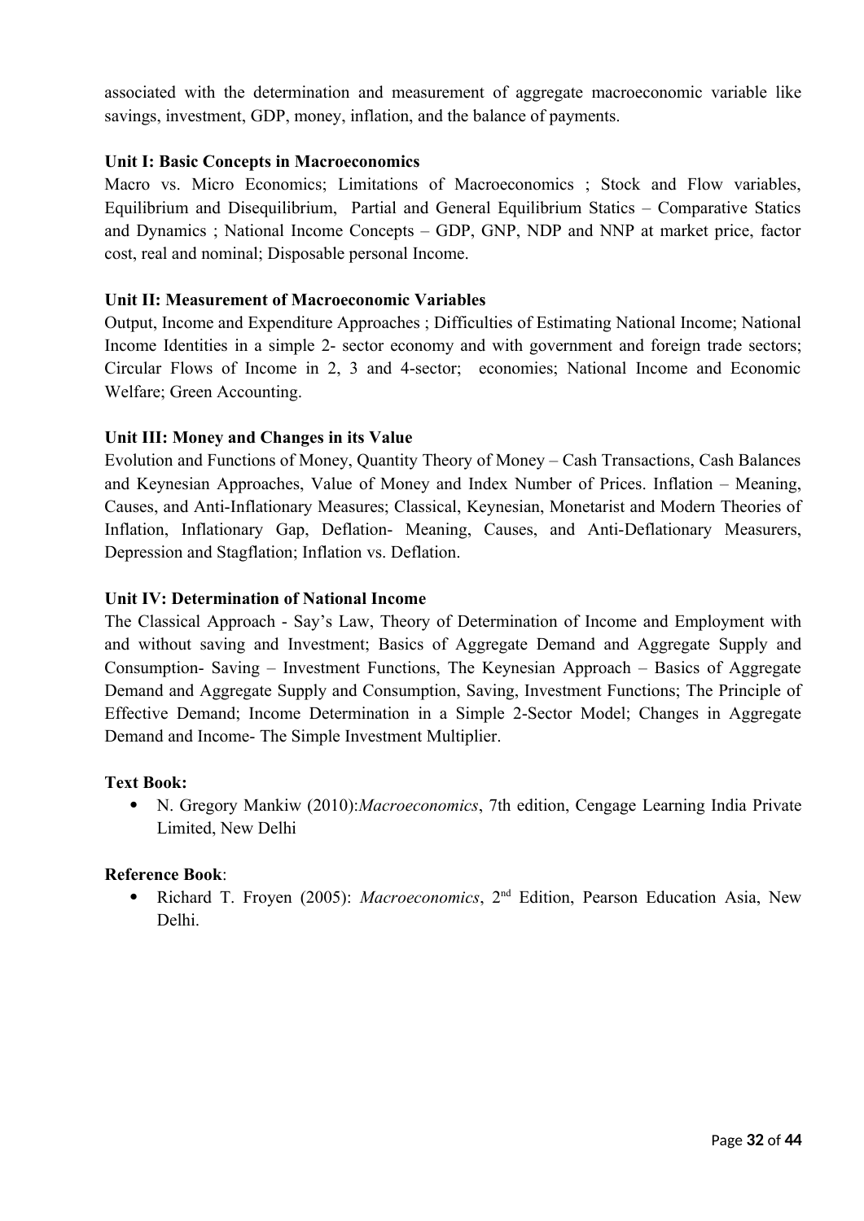associated with the determination and measurement of aggregate macroeconomic variable like savings, investment, GDP, money, inflation, and the balance of payments.

**Unit I: Basic Concepts in Macroeconomics**

Macro vs. Micro Economics; Limitations of Macroeconomics ; Stock and Flow variables, Equilibrium and Disequilibrium, Partial and General Equilibrium Statics – Comparative Statics and Dynamics ; National Income Concepts – GDP, GNP, NDP and NNP at market price, factor cost, real and nominal; Disposable personal Income.

**Unit II: Measurement of Macroeconomic Variables**

Output, Income and Expenditure Approaches ; Difficulties of Estimating National Income; National Income Identities in a simple 2- sector economy and with government and foreign trade sectors; Circular Flows of Income in 2, 3 and 4-sector; economies; National Income and Economic Welfare; Green Accounting.

**Unit III: Money and Changes in its Value**

Evolution and Functions of Money, Quantity Theory of Money – Cash Transactions, Cash Balances and Keynesian Approaches, Value of Money and Index Number of Prices. Inflation – Meaning, Causes, and Anti-Inflationary Measures; Classical, Keynesian, Monetarist and Modern Theories of Inflation, Inflationary Gap, Deflation- Meaning, Causes, and Anti-Deflationary Measurers, Depression and Stagflation; Inflation vs. Deflation.

**Unit IV: Determination of National Income**

The Classical Approach - Say's Law, Theory of Determination of Income and Employment with and without saving and Investment; Basics of Aggregate Demand and Aggregate Supply and Consumption- Saving – Investment Functions, The Keynesian Approach – Basics of Aggregate Demand and Aggregate Supply and Consumption, Saving, Investment Functions; The Principle of Effective Demand; Income Determination in a Simple 2-Sector Model; Changes in Aggregate Demand and Income- The Simple Investment Multiplier.

**Text Book:**

- N. Gregory Mankiw (2010):*Macroeconomics*, 7th edition, Cengage Learning India Private Limited, New Delhi

**Reference Book**:

- Richard T. Froyen (2005): *Macroeconomics*, 2nd Edition, Pearson Education Asia, New Delhi.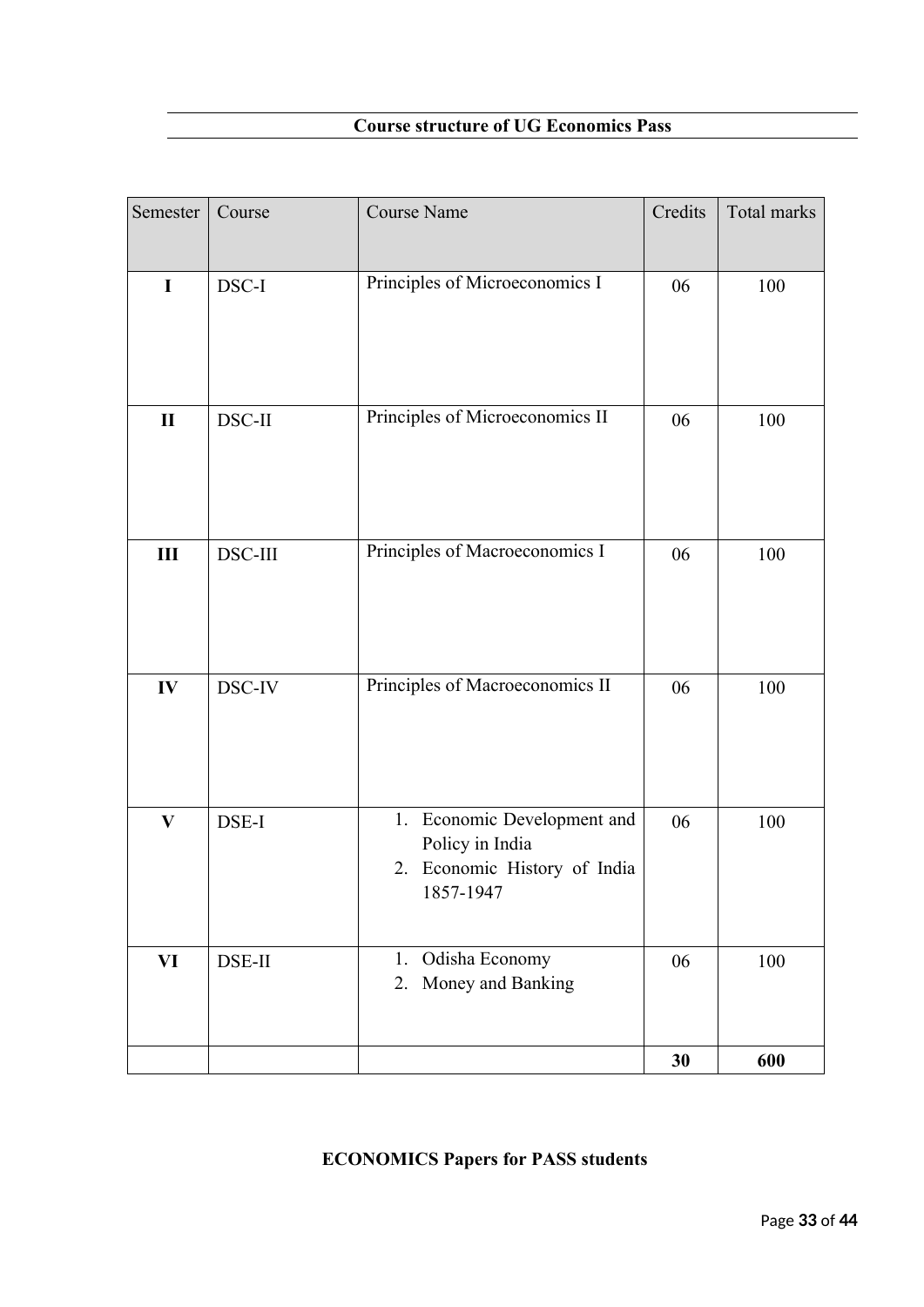## Course structure of UG Economics Pass

| Semester | Course | Course Name | Credits | Total marks |
|---|---|---|---|---|
| **I** | DSC-I | Principles of Microeconomics I | 06 | 100 |
| **II** | DSC-II | Principles of Microeconomics II | 06 | 100 |
| **III** | DSC-III | Principles of Macroeconomics I | 06 | 100 |
| **IV** | DSC-IV | Principles of Macroeconomics II | 06 | 100 |
| **V** | DSE-I | 1. Economic Development and Policy in India<br>2. Economic History of India 1857-1947 | 06 | 100 |
| **VI** | DSE-II | 1. Odisha Economy<br>2. Money and Banking | 06 | 100 |
| | | | **30** | **600** |

## ECONOMICS Papers for PASS students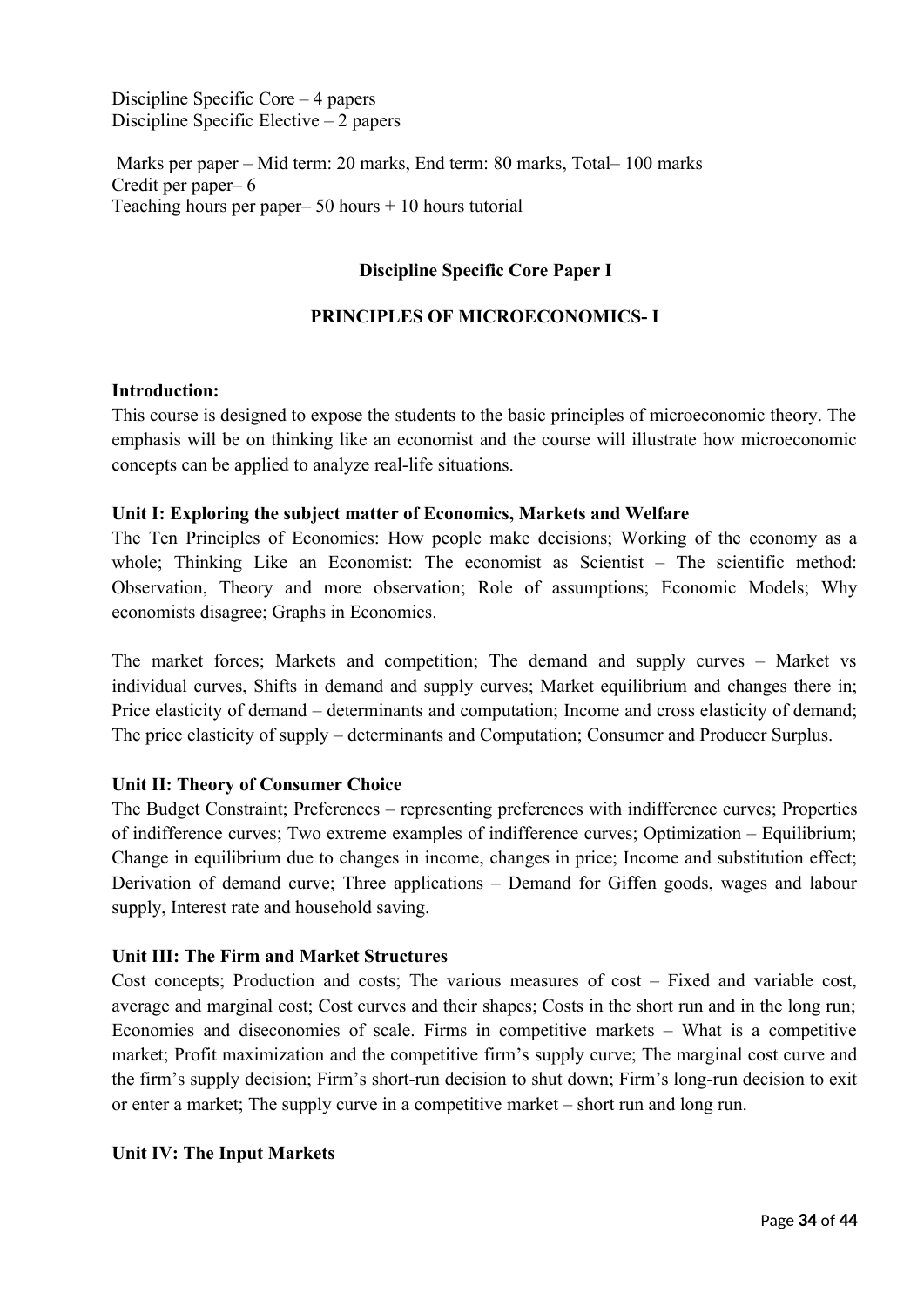Discipline Specific Core – 4 papers
Discipline Specific Elective – 2 papers

Marks per paper – Mid term: 20 marks, End term: 80 marks, Total– 100 marks
Credit per paper– 6
Teaching hours per paper– 50 hours + 10 hours tutorial

## Discipline Specific Core Paper I

## PRINCIPLES OF MICROECONOMICS- I

**Introduction:**
This course is designed to expose the students to the basic principles of microeconomic theory. The emphasis will be on thinking like an economist and the course will illustrate how microeconomic concepts can be applied to analyze real-life situations.

**Unit I: Exploring the subject matter of Economics, Markets and Welfare**
The Ten Principles of Economics: How people make decisions; Working of the economy as a whole; Thinking Like an Economist: The economist as Scientist – The scientific method: Observation, Theory and more observation; Role of assumptions; Economic Models; Why economists disagree; Graphs in Economics.

The market forces; Markets and competition; The demand and supply curves – Market vs individual curves, Shifts in demand and supply curves; Market equilibrium and changes there in; Price elasticity of demand – determinants and computation; Income and cross elasticity of demand; The price elasticity of supply – determinants and Computation; Consumer and Producer Surplus.

**Unit II: Theory of Consumer Choice**
The Budget Constraint; Preferences – representing preferences with indifference curves; Properties of indifference curves; Two extreme examples of indifference curves; Optimization – Equilibrium; Change in equilibrium due to changes in income, changes in price; Income and substitution effect; Derivation of demand curve; Three applications – Demand for Giffen goods, wages and labour supply, Interest rate and household saving.

**Unit III: The Firm and Market Structures**
Cost concepts; Production and costs; The various measures of cost – Fixed and variable cost, average and marginal cost; Cost curves and their shapes; Costs in the short run and in the long run; Economies and diseconomies of scale. Firms in competitive markets – What is a competitive market; Profit maximization and the competitive firm's supply curve; The marginal cost curve and the firm's supply decision; Firm's short-run decision to shut down; Firm's long-run decision to exit or enter a market; The supply curve in a competitive market – short run and long run.

**Unit IV: The Input Markets**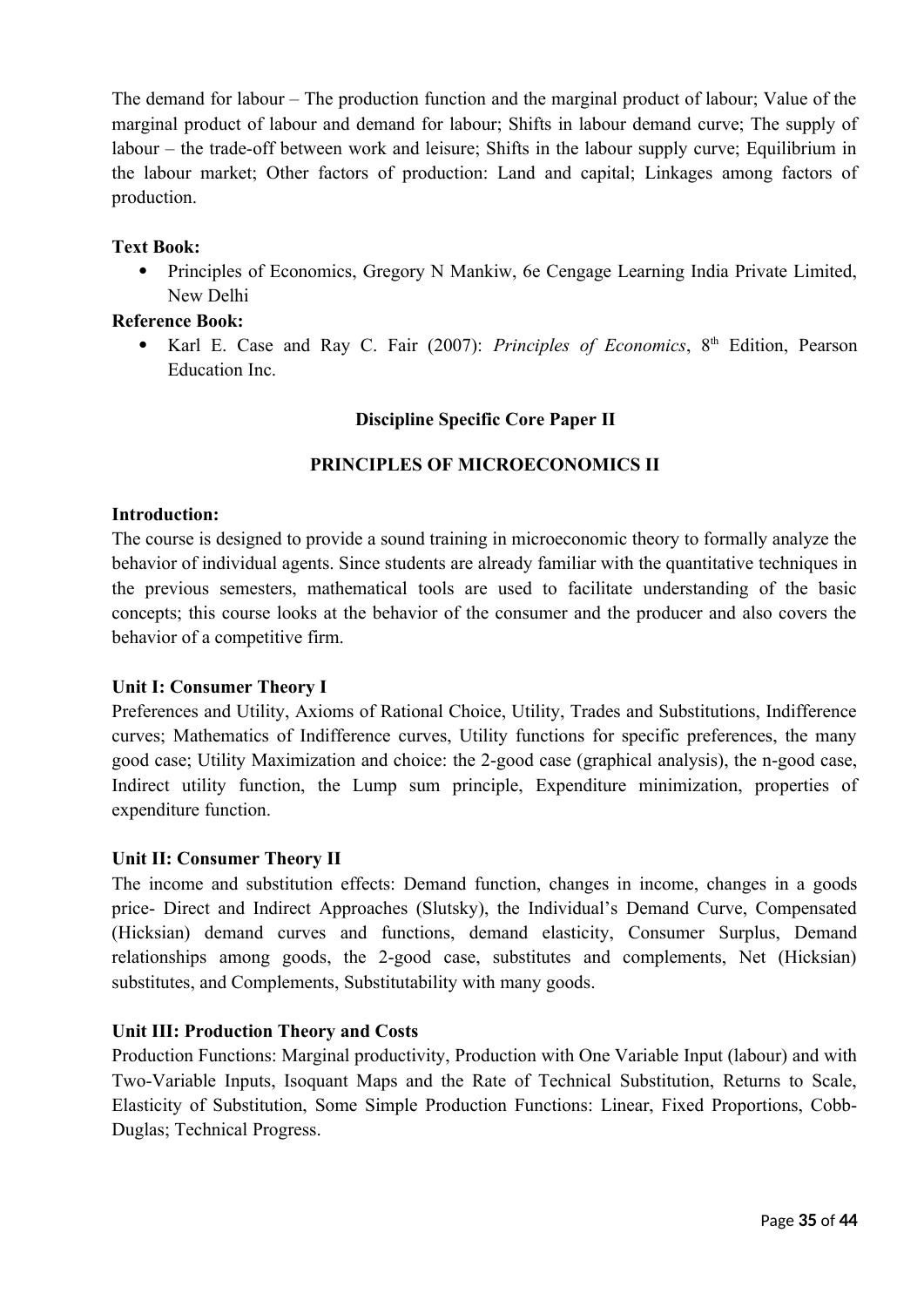The demand for labour – The production function and the marginal product of labour; Value of the marginal product of labour and demand for labour; Shifts in labour demand curve; The supply of labour – the trade-off between work and leisure; Shifts in the labour supply curve; Equilibrium in the labour market; Other factors of production: Land and capital; Linkages among factors of production.

**Text Book:**

- Principles of Economics, Gregory N Mankiw, 6e Cengage Learning India Private Limited, New Delhi

**Reference Book:**

- Karl E. Case and Ray C. Fair (2007): *Principles of Economics*, 8th Edition, Pearson Education Inc.

## Discipline Specific Core Paper II

## PRINCIPLES OF MICROECONOMICS II

**Introduction:**

The course is designed to provide a sound training in microeconomic theory to formally analyze the behavior of individual agents. Since students are already familiar with the quantitative techniques in the previous semesters, mathematical tools are used to facilitate understanding of the basic concepts; this course looks at the behavior of the consumer and the producer and also covers the behavior of a competitive firm.

**Unit I: Consumer Theory I**

Preferences and Utility, Axioms of Rational Choice, Utility, Trades and Substitutions, Indifference curves; Mathematics of Indifference curves, Utility functions for specific preferences, the many good case; Utility Maximization and choice: the 2-good case (graphical analysis), the n-good case, Indirect utility function, the Lump sum principle, Expenditure minimization, properties of expenditure function.

**Unit II: Consumer Theory II**

The income and substitution effects: Demand function, changes in income, changes in a goods price- Direct and Indirect Approaches (Slutsky), the Individual's Demand Curve, Compensated (Hicksian) demand curves and functions, demand elasticity, Consumer Surplus, Demand relationships among goods, the 2-good case, substitutes and complements, Net (Hicksian) substitutes, and Complements, Substitutability with many goods.

**Unit III: Production Theory and Costs**

Production Functions: Marginal productivity, Production with One Variable Input (labour) and with Two-Variable Inputs, Isoquant Maps and the Rate of Technical Substitution, Returns to Scale, Elasticity of Substitution, Some Simple Production Functions: Linear, Fixed Proportions, Cobb-Duglas; Technical Progress.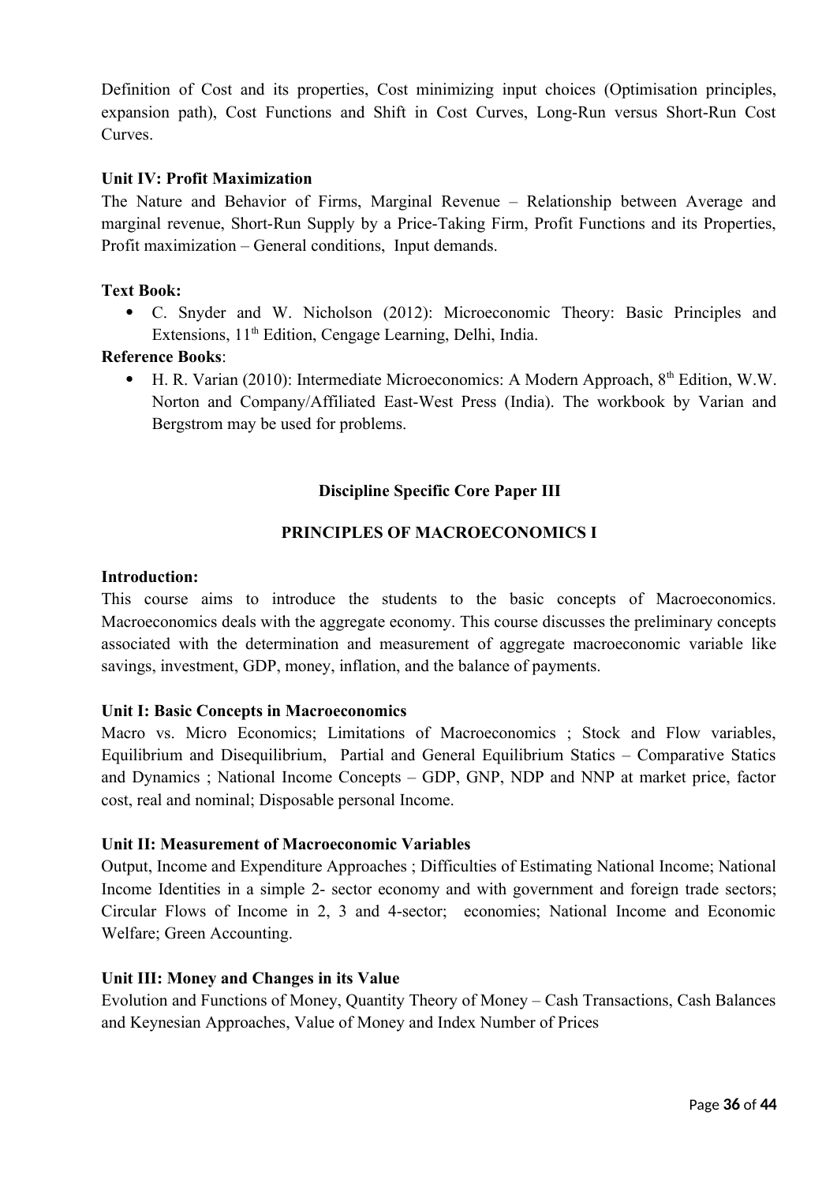Definition of Cost and its properties, Cost minimizing input choices (Optimisation principles, expansion path), Cost Functions and Shift in Cost Curves, Long-Run versus Short-Run Cost Curves.

**Unit IV: Profit Maximization**

The Nature and Behavior of Firms, Marginal Revenue – Relationship between Average and marginal revenue, Short-Run Supply by a Price-Taking Firm, Profit Functions and its Properties, Profit maximization – General conditions, Input demands.

**Text Book:**

- C. Snyder and W. Nicholson (2012): Microeconomic Theory: Basic Principles and Extensions, 11th Edition, Cengage Learning, Delhi, India.

**Reference Books**:

- H. R. Varian (2010): Intermediate Microeconomics: A Modern Approach, 8th Edition, W.W. Norton and Company/Affiliated East-West Press (India). The workbook by Varian and Bergstrom may be used for problems.

## Discipline Specific Core Paper III

## PRINCIPLES OF MACROECONOMICS I

**Introduction:**

This course aims to introduce the students to the basic concepts of Macroeconomics. Macroeconomics deals with the aggregate economy. This course discusses the preliminary concepts associated with the determination and measurement of aggregate macroeconomic variable like savings, investment, GDP, money, inflation, and the balance of payments.

**Unit I: Basic Concepts in Macroeconomics**

Macro vs. Micro Economics; Limitations of Macroeconomics ; Stock and Flow variables, Equilibrium and Disequilibrium, Partial and General Equilibrium Statics – Comparative Statics and Dynamics ; National Income Concepts – GDP, GNP, NDP and NNP at market price, factor cost, real and nominal; Disposable personal Income.

**Unit II: Measurement of Macroeconomic Variables**

Output, Income and Expenditure Approaches ; Difficulties of Estimating National Income; National Income Identities in a simple 2- sector economy and with government and foreign trade sectors; Circular Flows of Income in 2, 3 and 4-sector; economies; National Income and Economic Welfare; Green Accounting.

**Unit III: Money and Changes in its Value**

Evolution and Functions of Money, Quantity Theory of Money – Cash Transactions, Cash Balances and Keynesian Approaches, Value of Money and Index Number of Prices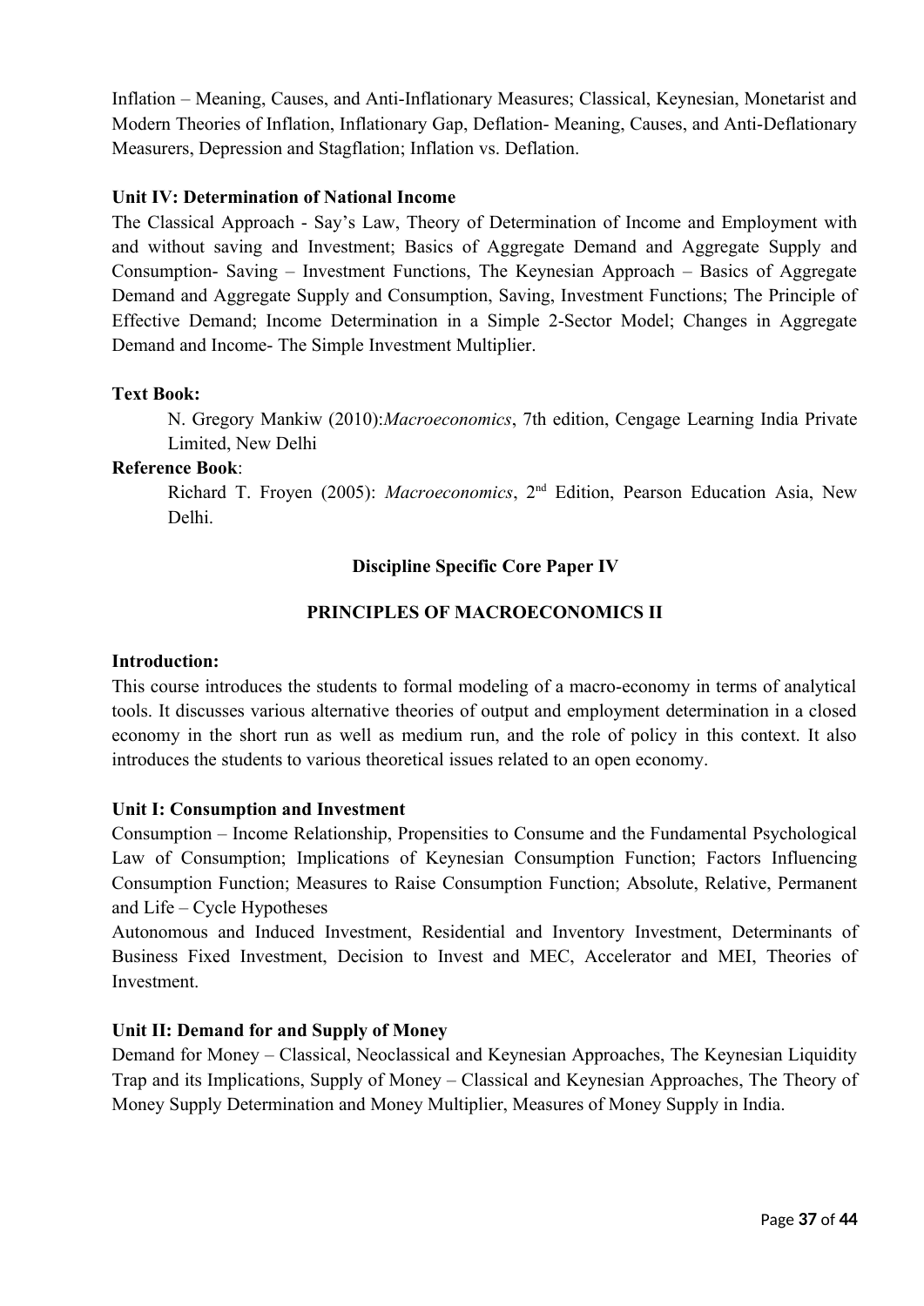Inflation – Meaning, Causes, and Anti-Inflationary Measures; Classical, Keynesian, Monetarist and Modern Theories of Inflation, Inflationary Gap, Deflation- Meaning, Causes, and Anti-Deflationary Measurers, Depression and Stagflation; Inflation vs. Deflation.

**Unit IV: Determination of National Income**

The Classical Approach - Say's Law, Theory of Determination of Income and Employment with and without saving and Investment; Basics of Aggregate Demand and Aggregate Supply and Consumption- Saving – Investment Functions, The Keynesian Approach – Basics of Aggregate Demand and Aggregate Supply and Consumption, Saving, Investment Functions; The Principle of Effective Demand; Income Determination in a Simple 2-Sector Model; Changes in Aggregate Demand and Income- The Simple Investment Multiplier.

**Text Book:**

N. Gregory Mankiw (2010):*Macroeconomics*, 7th edition, Cengage Learning India Private Limited, New Delhi

**Reference Book**:

Richard T. Froyen (2005): *Macroeconomics*, 2nd Edition, Pearson Education Asia, New Delhi.

## Discipline Specific Core Paper IV

## PRINCIPLES OF MACROECONOMICS II

**Introduction:**

This course introduces the students to formal modeling of a macro-economy in terms of analytical tools. It discusses various alternative theories of output and employment determination in a closed economy in the short run as well as medium run, and the role of policy in this context. It also introduces the students to various theoretical issues related to an open economy.

**Unit I: Consumption and Investment**

Consumption – Income Relationship, Propensities to Consume and the Fundamental Psychological Law of Consumption; Implications of Keynesian Consumption Function; Factors Influencing Consumption Function; Measures to Raise Consumption Function; Absolute, Relative, Permanent and Life – Cycle Hypotheses

Autonomous and Induced Investment, Residential and Inventory Investment, Determinants of Business Fixed Investment, Decision to Invest and MEC, Accelerator and MEI, Theories of Investment.

**Unit II: Demand for and Supply of Money**

Demand for Money – Classical, Neoclassical and Keynesian Approaches, The Keynesian Liquidity Trap and its Implications, Supply of Money – Classical and Keynesian Approaches, The Theory of Money Supply Determination and Money Multiplier, Measures of Money Supply in India.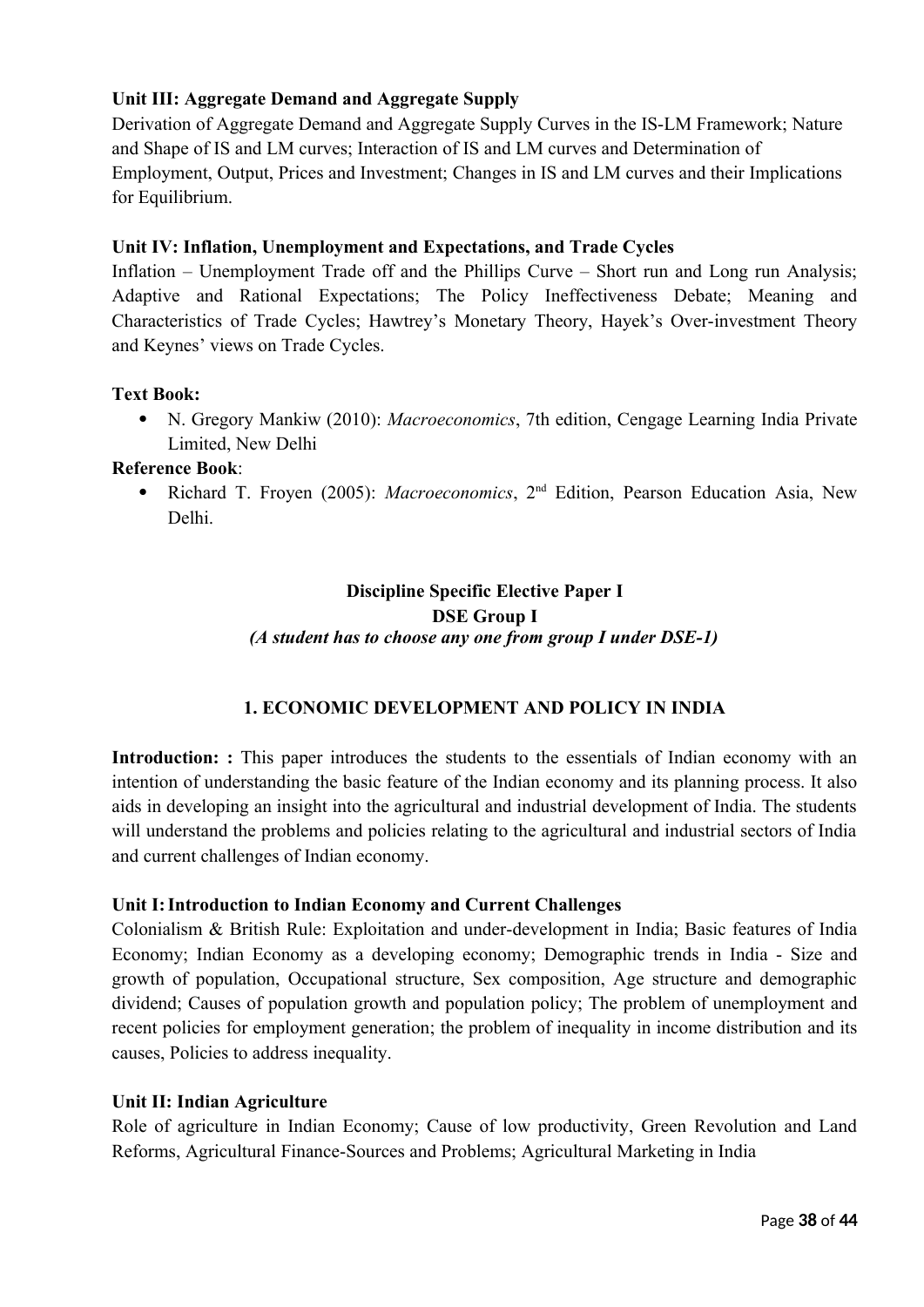**Unit III: Aggregate Demand and Aggregate Supply**

Derivation of Aggregate Demand and Aggregate Supply Curves in the IS-LM Framework; Nature and Shape of IS and LM curves; Interaction of IS and LM curves and Determination of Employment, Output, Prices and Investment; Changes in IS and LM curves and their Implications for Equilibrium.

**Unit IV: Inflation, Unemployment and Expectations, and Trade Cycles**

Inflation – Unemployment Trade off and the Phillips Curve – Short run and Long run Analysis; Adaptive and Rational Expectations; The Policy Ineffectiveness Debate; Meaning and Characteristics of Trade Cycles; Hawtrey's Monetary Theory, Hayek's Over-investment Theory and Keynes' views on Trade Cycles.

**Text Book:**

- N. Gregory Mankiw (2010): *Macroeconomics*, 7th edition, Cengage Learning India Private Limited, New Delhi

**Reference Book**:

- Richard T. Froyen (2005): *Macroeconomics*, 2nd Edition, Pearson Education Asia, New Delhi.

## Discipline Specific Elective Paper I

## DSE Group I

***(A student has to choose any one from group I under DSE-1)***

### 1. ECONOMIC DEVELOPMENT AND POLICY IN INDIA

**Introduction: :** This paper introduces the students to the essentials of Indian economy with an intention of understanding the basic feature of the Indian economy and its planning process. It also aids in developing an insight into the agricultural and industrial development of India. The students will understand the problems and policies relating to the agricultural and industrial sectors of India and current challenges of Indian economy.

**Unit I: Introduction to Indian Economy and Current Challenges**

Colonialism & British Rule: Exploitation and under-development in India; Basic features of India Economy; Indian Economy as a developing economy; Demographic trends in India - Size and growth of population, Occupational structure, Sex composition, Age structure and demographic dividend; Causes of population growth and population policy; The problem of unemployment and recent policies for employment generation; the problem of inequality in income distribution and its causes, Policies to address inequality.

**Unit II: Indian Agriculture**

Role of agriculture in Indian Economy; Cause of low productivity, Green Revolution and Land Reforms, Agricultural Finance-Sources and Problems; Agricultural Marketing in India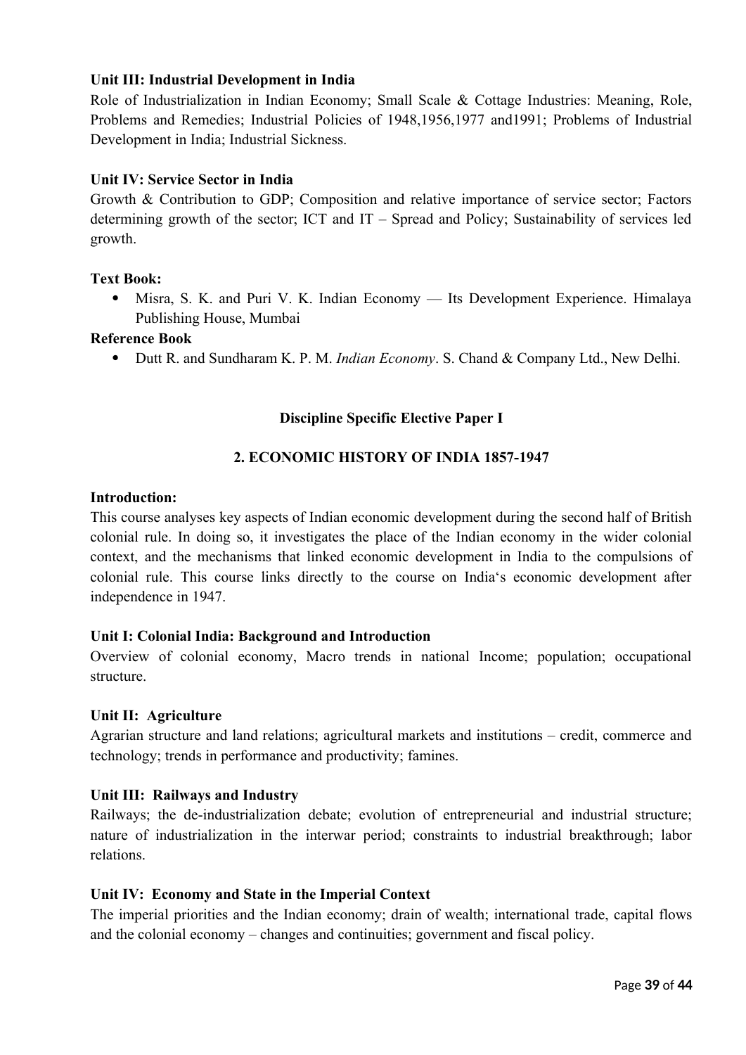**Unit III: Industrial Development in India**

Role of Industrialization in Indian Economy; Small Scale & Cottage Industries: Meaning, Role, Problems and Remedies; Industrial Policies of 1948,1956,1977 and1991; Problems of Industrial Development in India; Industrial Sickness.

**Unit IV: Service Sector in India**

Growth & Contribution to GDP; Composition and relative importance of service sector; Factors determining growth of the sector; ICT and IT – Spread and Policy; Sustainability of services led growth.

**Text Book:**

- Misra, S. K. and Puri V. K. Indian Economy — Its Development Experience. Himalaya Publishing House, Mumbai

**Reference Book**

- Dutt R. and Sundharam K. P. M. *Indian Economy*. S. Chand & Company Ltd., New Delhi.

## Discipline Specific Elective Paper I

## 2. ECONOMIC HISTORY OF INDIA 1857-1947

**Introduction:**

This course analyses key aspects of Indian economic development during the second half of British colonial rule. In doing so, it investigates the place of the Indian economy in the wider colonial context, and the mechanisms that linked economic development in India to the compulsions of colonial rule. This course links directly to the course on India's economic development after independence in 1947.

**Unit I: Colonial India: Background and Introduction**

Overview of colonial economy, Macro trends in national Income; population; occupational structure.

**Unit II: Agriculture**

Agrarian structure and land relations; agricultural markets and institutions – credit, commerce and technology; trends in performance and productivity; famines.

**Unit III: Railways and Industry**

Railways; the de-industrialization debate; evolution of entrepreneurial and industrial structure; nature of industrialization in the interwar period; constraints to industrial breakthrough; labor relations.

**Unit IV: Economy and State in the Imperial Context**

The imperial priorities and the Indian economy; drain of wealth; international trade, capital flows and the colonial economy – changes and continuities; government and fiscal policy.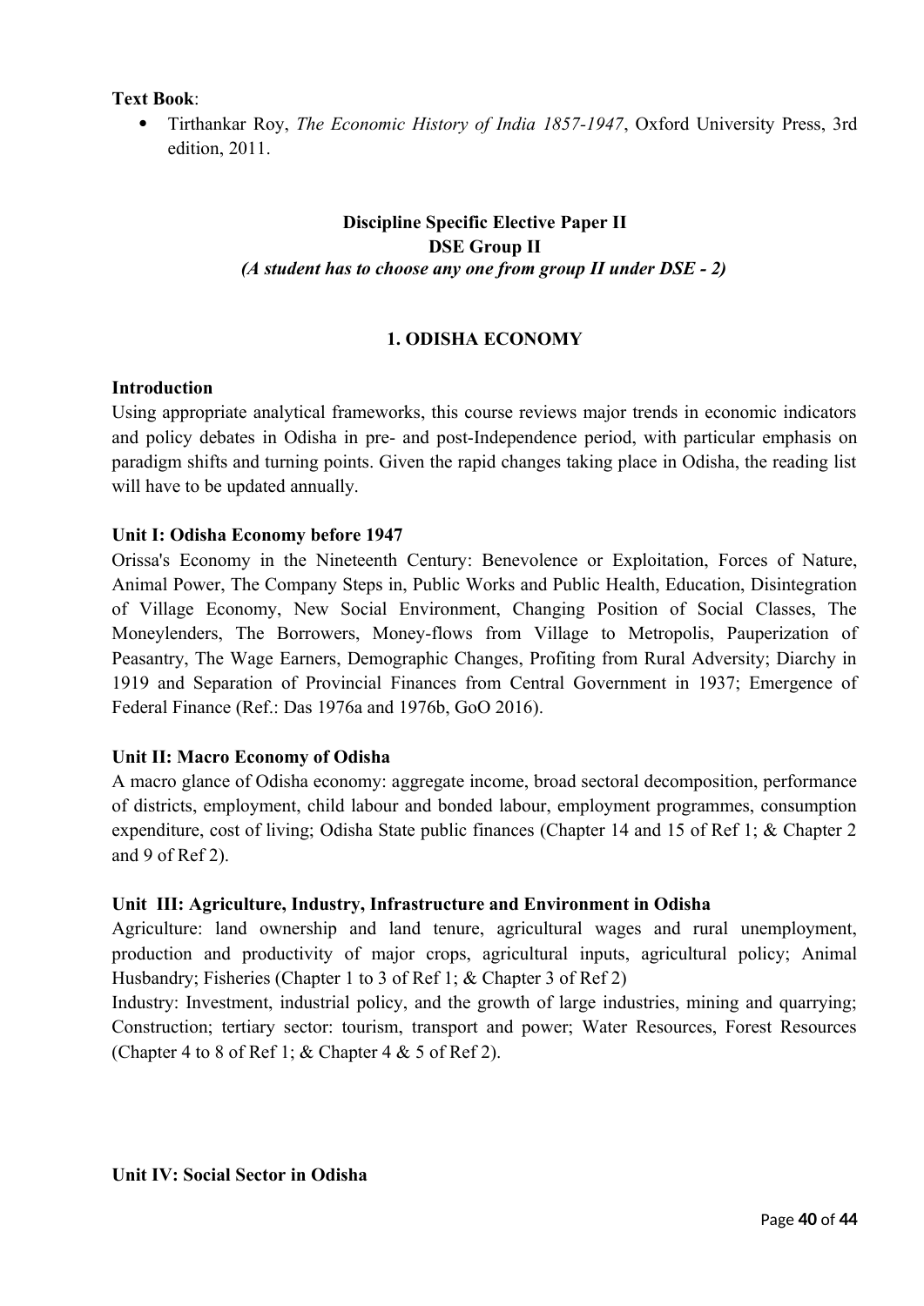**Text Book**:

- Tirthankar Roy, *The Economic History of India 1857-1947*, Oxford University Press, 3rd edition, 2011.

## Discipline Specific Elective Paper II
## DSE Group II

***(A student has to choose any one from group II under DSE - 2)***

### 1. ODISHA ECONOMY

**Introduction**

Using appropriate analytical frameworks, this course reviews major trends in economic indicators and policy debates in Odisha in pre- and post-Independence period, with particular emphasis on paradigm shifts and turning points. Given the rapid changes taking place in Odisha, the reading list will have to be updated annually.

**Unit I: Odisha Economy before 1947**

Orissa's Economy in the Nineteenth Century: Benevolence or Exploitation, Forces of Nature, Animal Power, The Company Steps in, Public Works and Public Health, Education, Disintegration of Village Economy, New Social Environment, Changing Position of Social Classes, The Moneylenders, The Borrowers, Money-flows from Village to Metropolis, Pauperization of Peasantry, The Wage Earners, Demographic Changes, Profiting from Rural Adversity; Diarchy in 1919 and Separation of Provincial Finances from Central Government in 1937; Emergence of Federal Finance (Ref.: Das 1976a and 1976b, GoO 2016).

**Unit II: Macro Economy of Odisha**

A macro glance of Odisha economy: aggregate income, broad sectoral decomposition, performance of districts, employment, child labour and bonded labour, employment programmes, consumption expenditure, cost of living; Odisha State public finances (Chapter 14 and 15 of Ref 1; & Chapter 2 and 9 of Ref 2).

**Unit III: Agriculture, Industry, Infrastructure and Environment in Odisha**

Agriculture: land ownership and land tenure, agricultural wages and rural unemployment, production and productivity of major crops, agricultural inputs, agricultural policy; Animal Husbandry; Fisheries (Chapter 1 to 3 of Ref 1; & Chapter 3 of Ref 2)

Industry: Investment, industrial policy, and the growth of large industries, mining and quarrying; Construction; tertiary sector: tourism, transport and power; Water Resources, Forest Resources (Chapter 4 to 8 of Ref 1; & Chapter 4 & 5 of Ref 2).

**Unit IV: Social Sector in Odisha**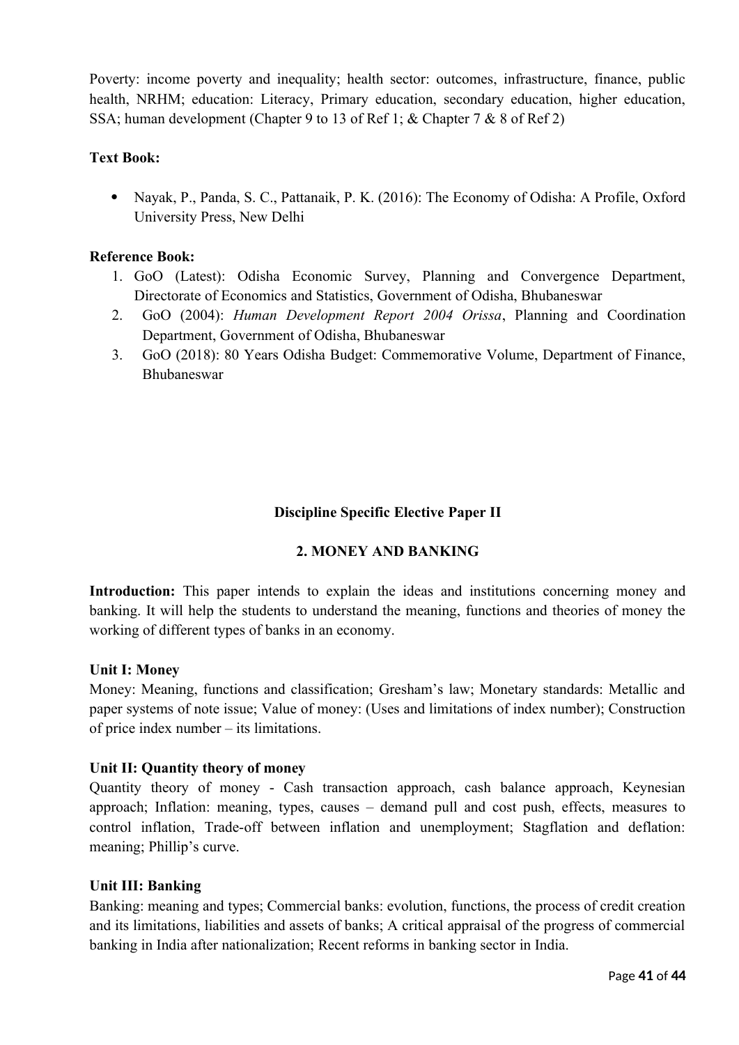Poverty: income poverty and inequality; health sector: outcomes, infrastructure, finance, public health, NRHM; education: Literacy, Primary education, secondary education, higher education, SSA; human development (Chapter 9 to 13 of Ref 1; & Chapter 7 & 8 of Ref 2)

**Text Book:**

- Nayak, P., Panda, S. C., Pattanaik, P. K. (2016): The Economy of Odisha: A Profile, Oxford University Press, New Delhi

**Reference Book:**

1. GoO (Latest): Odisha Economic Survey, Planning and Convergence Department, Directorate of Economics and Statistics, Government of Odisha, Bhubaneswar
2. GoO (2004): *Human Development Report 2004 Orissa*, Planning and Coordination Department, Government of Odisha, Bhubaneswar
3. GoO (2018): 80 Years Odisha Budget: Commemorative Volume, Department of Finance, Bhubaneswar

## Discipline Specific Elective Paper II

## 2. MONEY AND BANKING

**Introduction:** This paper intends to explain the ideas and institutions concerning money and banking. It will help the students to understand the meaning, functions and theories of money the working of different types of banks in an economy.

**Unit I: Money**

Money: Meaning, functions and classification; Gresham's law; Monetary standards: Metallic and paper systems of note issue; Value of money: (Uses and limitations of index number); Construction of price index number – its limitations.

**Unit II: Quantity theory of money**

Quantity theory of money - Cash transaction approach, cash balance approach, Keynesian approach; Inflation: meaning, types, causes – demand pull and cost push, effects, measures to control inflation, Trade-off between inflation and unemployment; Stagflation and deflation: meaning; Phillip's curve.

**Unit III: Banking**

Banking: meaning and types; Commercial banks: evolution, functions, the process of credit creation and its limitations, liabilities and assets of banks; A critical appraisal of the progress of commercial banking in India after nationalization; Recent reforms in banking sector in India.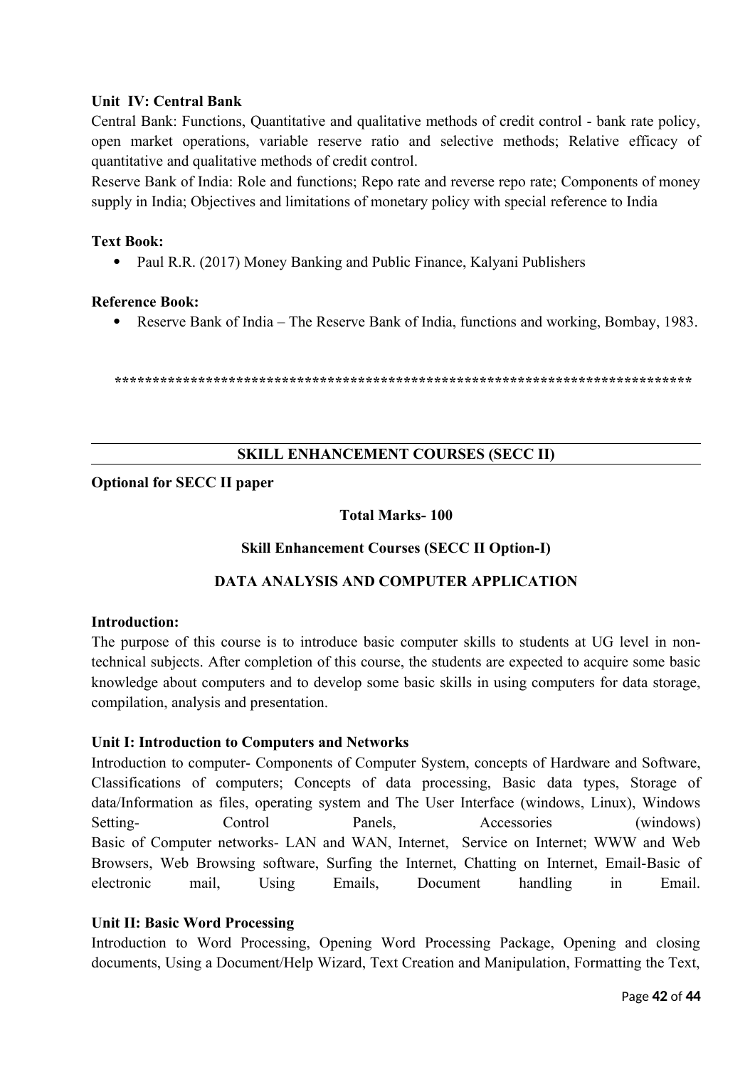**Unit IV: Central Bank**

Central Bank: Functions, Quantitative and qualitative methods of credit control - bank rate policy, open market operations, variable reserve ratio and selective methods; Relative efficacy of quantitative and qualitative methods of credit control.

Reserve Bank of India: Role and functions; Repo rate and reverse repo rate; Components of money supply in India; Objectives and limitations of monetary policy with special reference to India

**Text Book:**

- Paul R.R. (2017) Money Banking and Public Finance, Kalyani Publishers

**Reference Book:**

- Reserve Bank of India – The Reserve Bank of India, functions and working, Bombay, 1983.

******************************************************************************

## SKILL ENHANCEMENT COURSES (SECC II)

**Optional for SECC II paper**

**Total Marks- 100**

**Skill Enhancement Courses (SECC II Option-I)**

### DATA ANALYSIS AND COMPUTER APPLICATION

**Introduction:**

The purpose of this course is to introduce basic computer skills to students at UG level in non-technical subjects. After completion of this course, the students are expected to acquire some basic knowledge about computers and to develop some basic skills in using computers for data storage, compilation, analysis and presentation.

**Unit I: Introduction to Computers and Networks**

Introduction to computer- Components of Computer System, concepts of Hardware and Software, Classifications of computers; Concepts of data processing, Basic data types, Storage of data/Information as files, operating system and The User Interface (windows, Linux), Windows Setting- Control Panels, Accessories (windows)
Basic of Computer networks- LAN and WAN, Internet, Service on Internet; WWW and Web Browsers, Web Browsing software, Surfing the Internet, Chatting on Internet, Email-Basic of electronic mail, Using Emails, Document handling in Email.

**Unit II: Basic Word Processing**

Introduction to Word Processing, Opening Word Processing Package, Opening and closing documents, Using a Document/Help Wizard, Text Creation and Manipulation, Formatting the Text,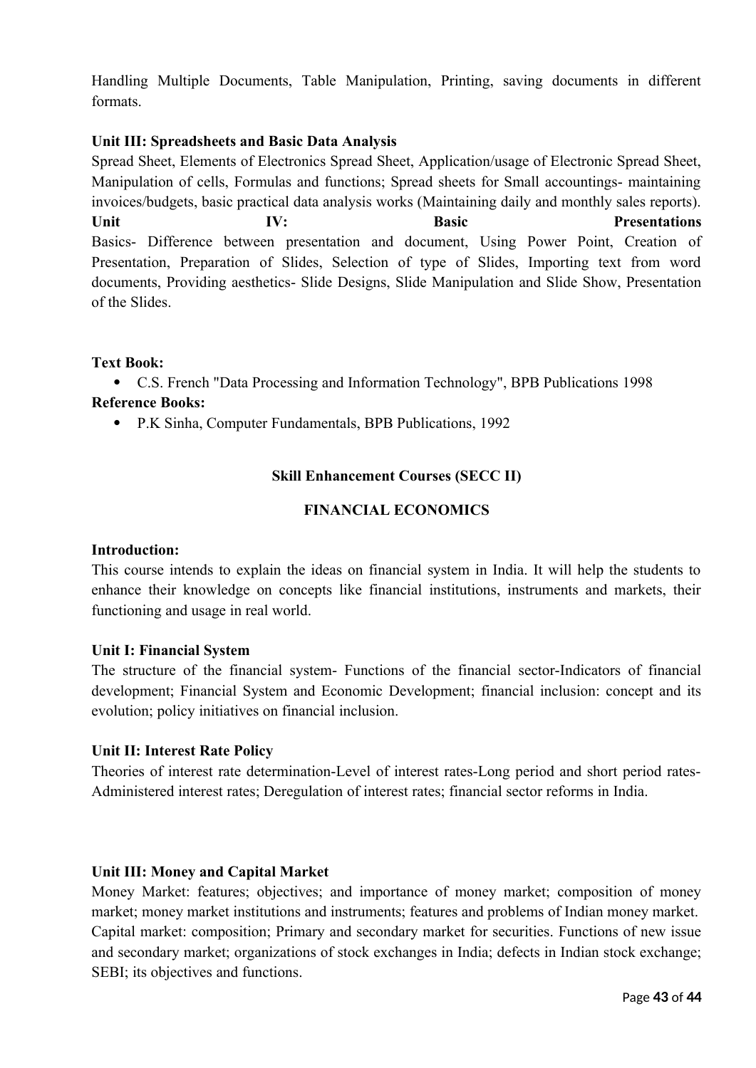Handling Multiple Documents, Table Manipulation, Printing, saving documents in different formats.

**Unit III: Spreadsheets and Basic Data Analysis**

Spread Sheet, Elements of Electronics Spread Sheet, Application/usage of Electronic Spread Sheet, Manipulation of cells, Formulas and functions; Spread sheets for Small accountings- maintaining invoices/budgets, basic practical data analysis works (Maintaining daily and monthly sales reports).

**Unit IV: Basic Presentations**

Basics- Difference between presentation and document, Using Power Point, Creation of Presentation, Preparation of Slides, Selection of type of Slides, Importing text from word documents, Providing aesthetics- Slide Designs, Slide Manipulation and Slide Show, Presentation of the Slides.

**Text Book:**

- C.S. French "Data Processing and Information Technology", BPB Publications 1998

**Reference Books:**

- P.K Sinha, Computer Fundamentals, BPB Publications, 1992

## Skill Enhancement Courses (SECC II)

## FINANCIAL ECONOMICS

**Introduction:**

This course intends to explain the ideas on financial system in India. It will help the students to enhance their knowledge on concepts like financial institutions, instruments and markets, their functioning and usage in real world.

**Unit I: Financial System**

The structure of the financial system- Functions of the financial sector-Indicators of financial development; Financial System and Economic Development; financial inclusion: concept and its evolution; policy initiatives on financial inclusion.

**Unit II: Interest Rate Policy**

Theories of interest rate determination-Level of interest rates-Long period and short period rates-Administered interest rates; Deregulation of interest rates; financial sector reforms in India.

**Unit III: Money and Capital Market**

Money Market: features; objectives; and importance of money market; composition of money market; money market institutions and instruments; features and problems of Indian money market. Capital market: composition; Primary and secondary market for securities. Functions of new issue and secondary market; organizations of stock exchanges in India; defects in Indian stock exchange; SEBI; its objectives and functions.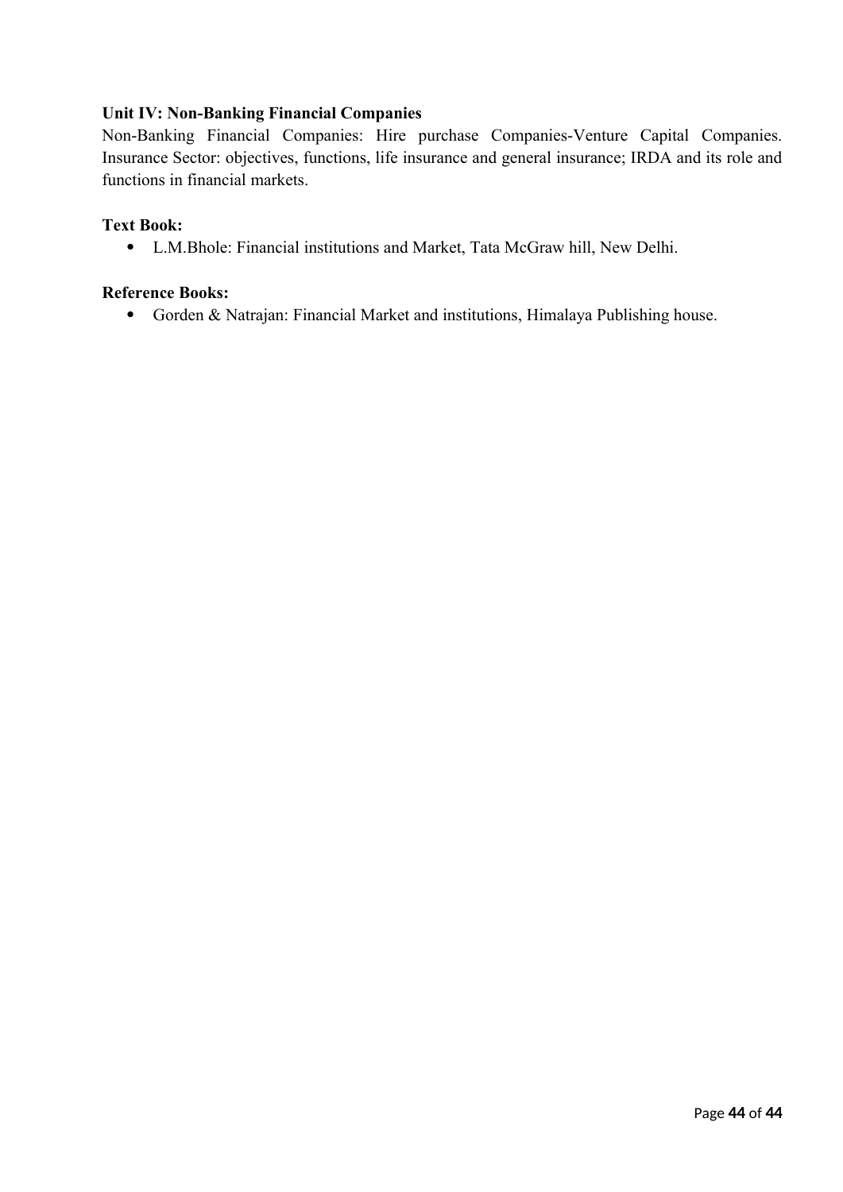**Unit IV: Non-Banking Financial Companies**

Non-Banking Financial Companies: Hire purchase Companies-Venture Capital Companies. Insurance Sector: objectives, functions, life insurance and general insurance; IRDA and its role and functions in financial markets.

**Text Book:**

- L.M.Bhole: Financial institutions and Market, Tata McGraw hill, New Delhi.

**Reference Books:**

- Gorden & Natrajan: Financial Market and institutions, Himalaya Publishing house.